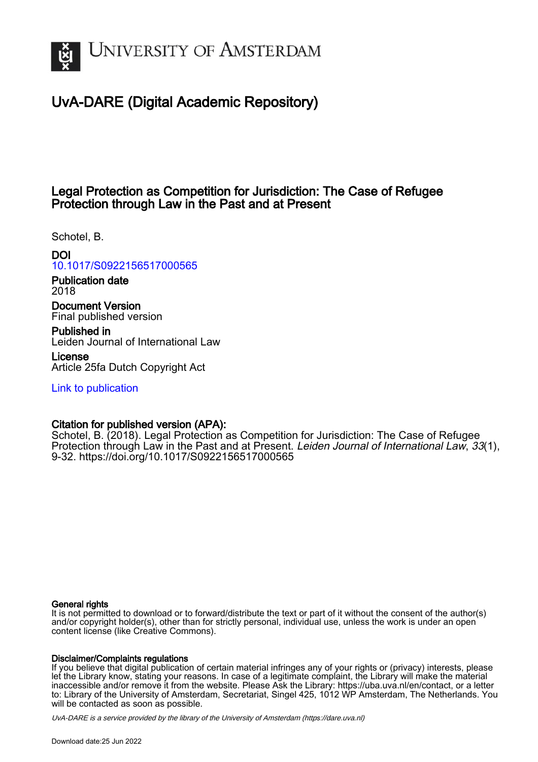# University of Amsterdam

## UvA-DARE (Digital Academic Repository)

### Legal Protection as Competition for Jurisdiction: The Case of Refugee Protection through Law in the Past and at Present

Schotel, B.

**DOI**
10.1017/S0922156517000565

**Publication date**
2018

**Document Version**
Final published version

**Published in**
Leiden Journal of International Law

**License**
Article 25fa Dutch Copyright Act

Link to publication

**Citation for published version (APA):**
Schotel, B. (2018). Legal Protection as Competition for Jurisdiction: The Case of Refugee Protection through Law in the Past and at Present. *Leiden Journal of International Law*, *33*(1), 9-32. https://doi.org/10.1017/S0922156517000565

**General rights**
It is not permitted to download or to forward/distribute the text or part of it without the consent of the author(s) and/or copyright holder(s), other than for strictly personal, individual use, unless the work is under an open content license (like Creative Commons).

**Disclaimer/Complaints regulations**
If you believe that digital publication of certain material infringes any of your rights or (privacy) interests, please let the Library know, stating your reasons. In case of a legitimate complaint, the Library will make the material inaccessible and/or remove it from the website. Please Ask the Library: https://uba.uva.nl/en/contact, or a letter to: Library of the University of Amsterdam, Secretariat, Singel 425, 1012 WP Amsterdam, The Netherlands. You will be contacted as soon as possible.

*UvA-DARE is a service provided by the library of the University of Amsterdam (https://dare.uva.nl)*

Download date:25 Jun 2022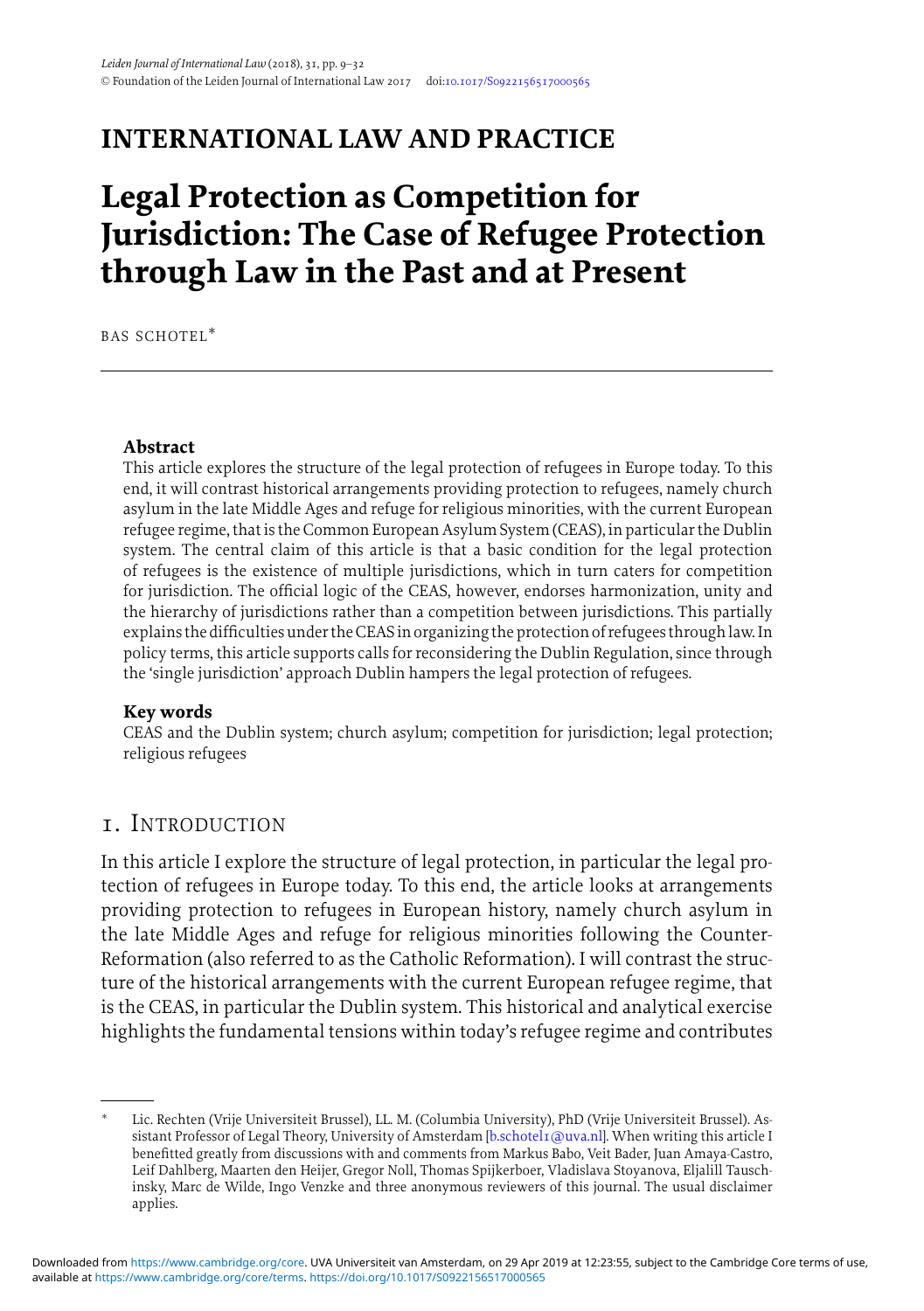# INTERNATIONAL LAW AND PRACTICE

# Legal Protection as Competition for Jurisdiction: The Case of Refugee Protection through Law in the Past and at Present

BAS SCHOTEL*

## Abstract

This article explores the structure of the legal protection of refugees in Europe today. To this end, it will contrast historical arrangements providing protection to refugees, namely church asylum in the late Middle Ages and refuge for religious minorities, with the current European refugee regime, that is the Common European Asylum System (CEAS), in particular the Dublin system. The central claim of this article is that a basic condition for the legal protection of refugees is the existence of multiple jurisdictions, which in turn caters for competition for jurisdiction. The official logic of the CEAS, however, endorses harmonization, unity and the hierarchy of jurisdictions rather than a competition between jurisdictions. This partially explains the difficulties under the CEAS in organizing the protection of refugees through law. In policy terms, this article supports calls for reconsidering the Dublin Regulation, since through the 'single jurisdiction' approach Dublin hampers the legal protection of refugees.

## Key words

CEAS and the Dublin system; church asylum; competition for jurisdiction; legal protection; religious refugees

## 1. INTRODUCTION

In this article I explore the structure of legal protection, in particular the legal protection of refugees in Europe today. To this end, the article looks at arrangements providing protection to refugees in European history, namely church asylum in the late Middle Ages and refuge for religious minorities following the Counter-Reformation (also referred to as the Catholic Reformation). I will contrast the structure of the historical arrangements with the current European refugee regime, that is the CEAS, in particular the Dublin system. This historical and analytical exercise highlights the fundamental tensions within today's refugee regime and contributes

---

\* Lic. Rechten (Vrije Universiteit Brussel), LL. M. (Columbia University), PhD (Vrije Universiteit Brussel). Assistant Professor of Legal Theory, University of Amsterdam [b.schotel1@uva.nl]. When writing this article I benefitted greatly from discussions with and comments from Markus Babo, Veit Bader, Juan Amaya-Castro, Leif Dahlberg, Maarten den Heijer, Gregor Noll, Thomas Spijkerboer, Vladislava Stoyanova, Eljalill Tauschinsky, Marc de Wilde, Ingo Venzke and three anonymous reviewers of this journal. The usual disclaimer applies.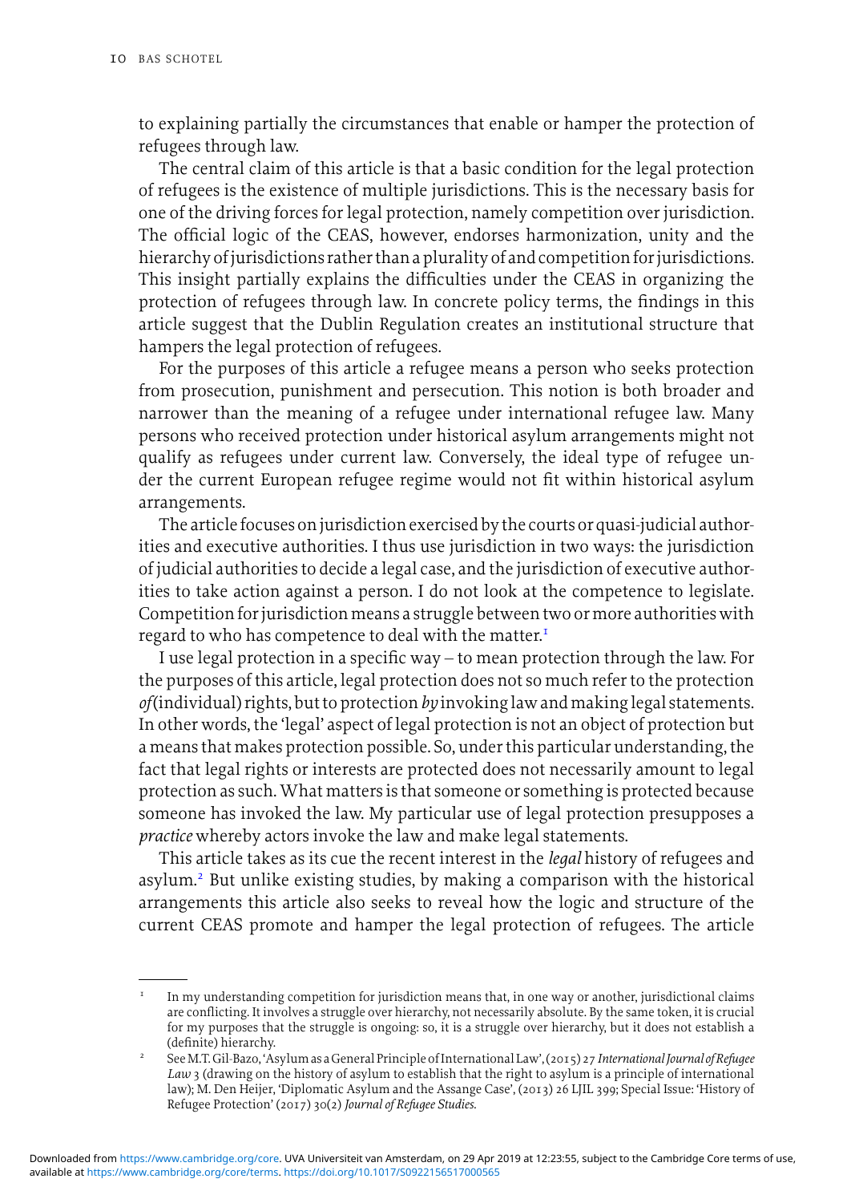to explaining partially the circumstances that enable or hamper the protection of refugees through law.

The central claim of this article is that a basic condition for the legal protection of refugees is the existence of multiple jurisdictions. This is the necessary basis for one of the driving forces for legal protection, namely competition over jurisdiction. The official logic of the CEAS, however, endorses harmonization, unity and the hierarchy of jurisdictions rather than a plurality of and competition for jurisdictions. This insight partially explains the difficulties under the CEAS in organizing the protection of refugees through law. In concrete policy terms, the findings in this article suggest that the Dublin Regulation creates an institutional structure that hampers the legal protection of refugees.

For the purposes of this article a refugee means a person who seeks protection from prosecution, punishment and persecution. This notion is both broader and narrower than the meaning of a refugee under international refugee law. Many persons who received protection under historical asylum arrangements might not qualify as refugees under current law. Conversely, the ideal type of refugee under the current European refugee regime would not fit within historical asylum arrangements.

The article focuses on jurisdiction exercised by the courts or quasi-judicial authorities and executive authorities. I thus use jurisdiction in two ways: the jurisdiction of judicial authorities to decide a legal case, and the jurisdiction of executive authorities to take action against a person. I do not look at the competence to legislate. Competition for jurisdiction means a struggle between two or more authorities with regard to who has competence to deal with the matter.[1]

I use legal protection in a specific way – to mean protection through the law. For the purposes of this article, legal protection does not so much refer to the protection *of* (individual) rights, but to protection *by* invoking law and making legal statements. In other words, the 'legal' aspect of legal protection is not an object of protection but a means that makes protection possible. So, under this particular understanding, the fact that legal rights or interests are protected does not necessarily amount to legal protection as such. What matters is that someone or something is protected because someone has invoked the law. My particular use of legal protection presupposes a *practice* whereby actors invoke the law and make legal statements.

This article takes as its cue the recent interest in the *legal* history of refugees and asylum.[2] But unlike existing studies, by making a comparison with the historical arrangements this article also seeks to reveal how the logic and structure of the current CEAS promote and hamper the legal protection of refugees. The article

---

[1] In my understanding competition for jurisdiction means that, in one way or another, jurisdictional claims are conflicting. It involves a struggle over hierarchy, not necessarily absolute. By the same token, it is crucial for my purposes that the struggle is ongoing: so, it is a struggle over hierarchy, but it does not establish a (definite) hierarchy.

[2] See M.T. Gil-Bazo, 'Asylum as a General Principle of International Law', (2015) 27 *International Journal of Refugee Law* 3 (drawing on the history of asylum to establish that the right to asylum is a principle of international law); M. Den Heijer, 'Diplomatic Asylum and the Assange Case', (2013) 26 LJIL 399; Special Issue: 'History of Refugee Protection' (2017) 30(2) *Journal of Refugee Studies*.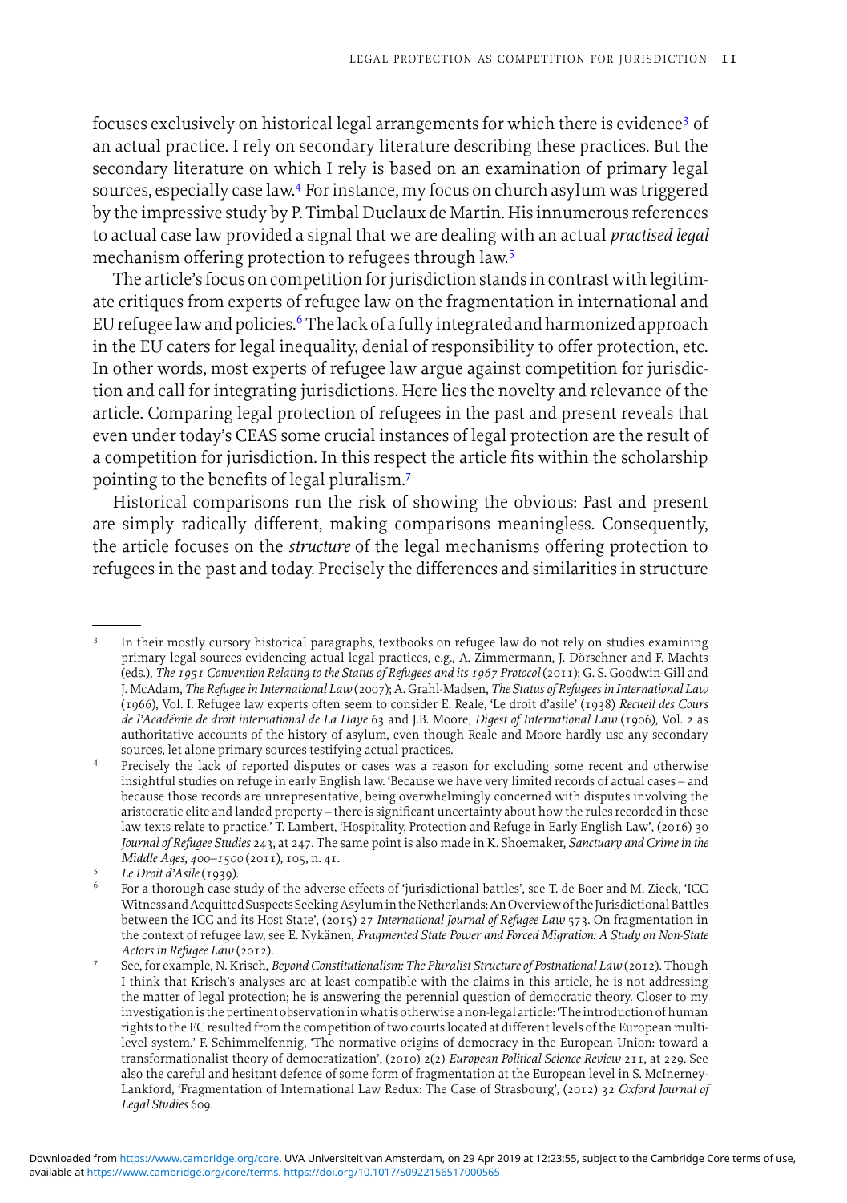focuses exclusively on historical legal arrangements for which there is evidence[3] of an actual practice. I rely on secondary literature describing these practices. But the secondary literature on which I rely is based on an examination of primary legal sources, especially case law.[4] For instance, my focus on church asylum was triggered by the impressive study by P. Timbal Duclaux de Martin. His innumerous references to actual case law provided a signal that we are dealing with an actual *practised legal* mechanism offering protection to refugees through law.[5]

The article's focus on competition for jurisdiction stands in contrast with legitimate critiques from experts of refugee law on the fragmentation in international and EU refugee law and policies.[6] The lack of a fully integrated and harmonized approach in the EU caters for legal inequality, denial of responsibility to offer protection, etc. In other words, most experts of refugee law argue against competition for jurisdiction and call for integrating jurisdictions. Here lies the novelty and relevance of the article. Comparing legal protection of refugees in the past and present reveals that even under today's CEAS some crucial instances of legal protection are the result of a competition for jurisdiction. In this respect the article fits within the scholarship pointing to the benefits of legal pluralism.[7]

Historical comparisons run the risk of showing the obvious: Past and present are simply radically different, making comparisons meaningless. Consequently, the article focuses on the *structure* of the legal mechanisms offering protection to refugees in the past and today. Precisely the differences and similarities in structure

---

[3] In their mostly cursory historical paragraphs, textbooks on refugee law do not rely on studies examining primary legal sources evidencing actual legal practices, e.g., A. Zimmermann, J. Dörschner and F. Machts (eds.), *The 1951 Convention Relating to the Status of Refugees and its 1967 Protocol* (2011); G. S. Goodwin-Gill and J. McAdam, *The Refugee in International Law* (2007); A. Grahl-Madsen, *The Status of Refugees in International Law* (1966), Vol. I. Refugee law experts often seem to consider E. Reale, 'Le droit d'asile' (1938) *Recueil des Cours de l'Académie de droit international de La Haye* 63 and J.B. Moore, *Digest of International Law* (1906), Vol. 2 as authoritative accounts of the history of asylum, even though Reale and Moore hardly use any secondary sources, let alone primary sources testifying actual practices.

[4] Precisely the lack of reported disputes or cases was a reason for excluding some recent and otherwise insightful studies on refuge in early English law. 'Because we have very limited records of actual cases – and because those records are unrepresentative, being overwhelmingly concerned with disputes involving the aristocratic elite and landed property – there is significant uncertainty about how the rules recorded in these law texts relate to practice.' T. Lambert, 'Hospitality, Protection and Refuge in Early English Law', (2016) 30 *Journal of Refugee Studies* 243, at 247. The same point is also made in K. Shoemaker, *Sanctuary and Crime in the Middle Ages, 400–1500* (2011), 105, n. 41.

[5] *Le Droit d'Asile* (1939).

[6] For a thorough case study of the adverse effects of 'jurisdictional battles', see T. de Boer and M. Zieck, 'ICC Witness and Acquitted Suspects Seeking Asylum in the Netherlands: An Overview of the Jurisdictional Battles between the ICC and its Host State', (2015) 27 *International Journal of Refugee Law* 573. On fragmentation in the context of refugee law, see E. Nykänen, *Fragmented State Power and Forced Migration: A Study on Non-State Actors in Refugee Law* (2012).

[7] See, for example, N. Krisch, *Beyond Constitutionalism: The Pluralist Structure of Postnational Law* (2012). Though I think that Krisch's analyses are at least compatible with the claims in this article, he is not addressing the matter of legal protection; he is answering the perennial question of democratic theory. Closer to my investigation is the pertinent observation in what is otherwise a non-legal article: 'The introduction of human rights to the EC resulted from the competition of two courts located at different levels of the European multi-level system.' F. Schimmelfennig, 'The normative origins of democracy in the European Union: toward a transformationalist theory of democratization', (2010) 2(2) *European Political Science Review* 211, at 229. See also the careful and hesitant defence of some form of fragmentation at the European level in S. McInerney-Lankford, 'Fragmentation of International Law Redux: The Case of Strasbourg', (2012) 32 *Oxford Journal of Legal Studies* 609.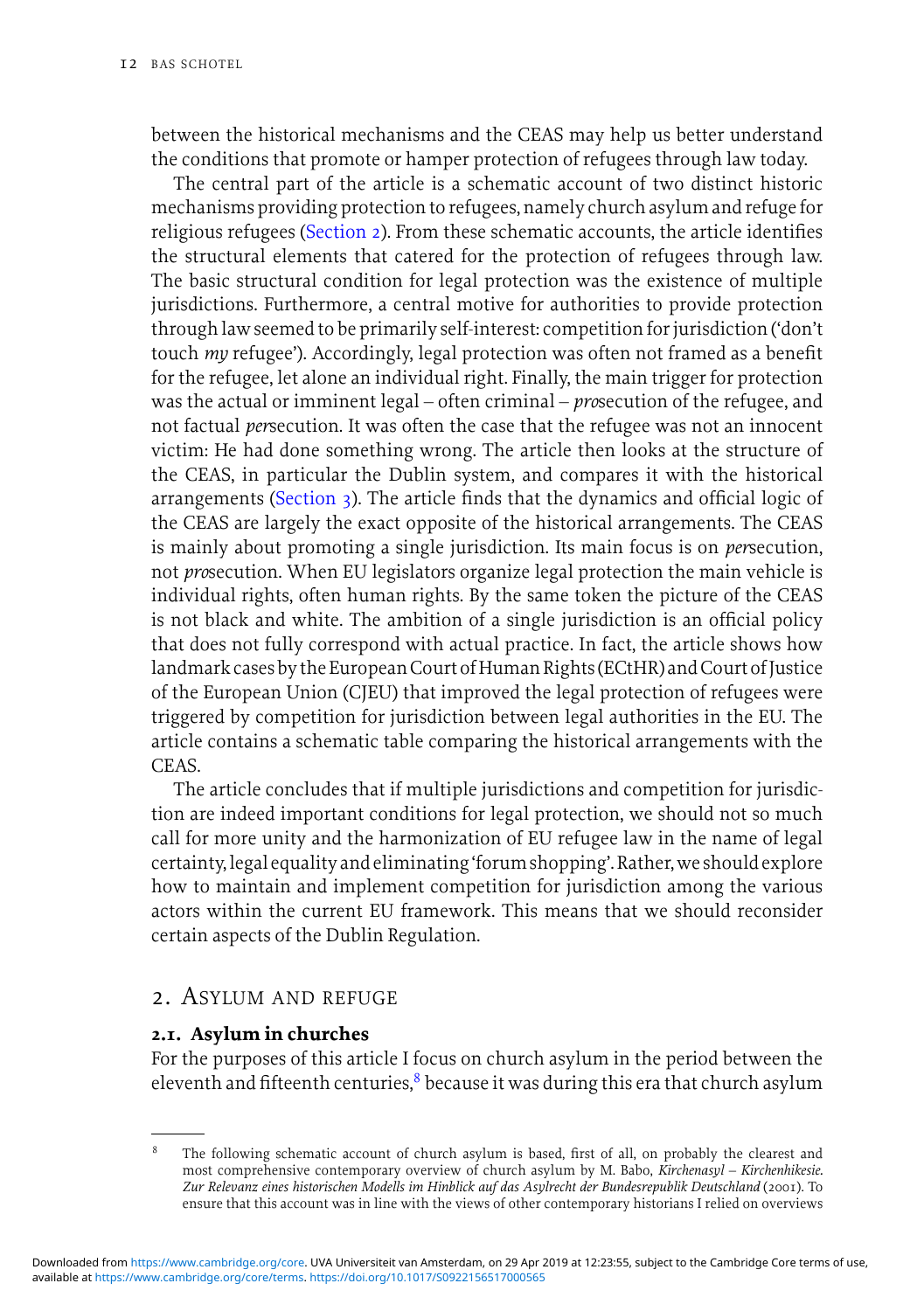between the historical mechanisms and the CEAS may help us better understand the conditions that promote or hamper protection of refugees through law today.

The central part of the article is a schematic account of two distinct historic mechanisms providing protection to refugees, namely church asylum and refuge for religious refugees (Section 2). From these schematic accounts, the article identifies the structural elements that catered for the protection of refugees through law. The basic structural condition for legal protection was the existence of multiple jurisdictions. Furthermore, a central motive for authorities to provide protection through law seemed to be primarily self-interest: competition for jurisdiction ('don't touch *my* refugee'). Accordingly, legal protection was often not framed as a benefit for the refugee, let alone an individual right. Finally, the main trigger for protection was the actual or imminent legal – often criminal – *pro*secution of the refugee, and not factual *per*secution. It was often the case that the refugee was not an innocent victim: He had done something wrong. The article then looks at the structure of the CEAS, in particular the Dublin system, and compares it with the historical arrangements (Section 3). The article finds that the dynamics and official logic of the CEAS are largely the exact opposite of the historical arrangements. The CEAS is mainly about promoting a single jurisdiction. Its main focus is on *per*secution, not *pro*secution. When EU legislators organize legal protection the main vehicle is individual rights, often human rights. By the same token the picture of the CEAS is not black and white. The ambition of a single jurisdiction is an official policy that does not fully correspond with actual practice. In fact, the article shows how landmark cases by the European Court of Human Rights (ECtHR) and Court of Justice of the European Union (CJEU) that improved the legal protection of refugees were triggered by competition for jurisdiction between legal authorities in the EU. The article contains a schematic table comparing the historical arrangements with the CEAS.

The article concludes that if multiple jurisdictions and competition for jurisdiction are indeed important conditions for legal protection, we should not so much call for more unity and the harmonization of EU refugee law in the name of legal certainty, legal equality and eliminating 'forum shopping'. Rather, we should explore how to maintain and implement competition for jurisdiction among the various actors within the current EU framework. This means that we should reconsider certain aspects of the Dublin Regulation.

## 2. Asylum and refuge

### 2.1. Asylum in churches

For the purposes of this article I focus on church asylum in the period between the eleventh and fifteenth centuries,[8] because it was during this era that church asylum

---

[8] The following schematic account of church asylum is based, first of all, on probably the clearest and most comprehensive contemporary overview of church asylum by M. Babo, *Kirchenasyl – Kirchenhikesie. Zur Relevanz eines historischen Modells im Hinblick auf das Asylrecht der Bundesrepublik Deutschland* (2001). To ensure that this account was in line with the views of other contemporary historians I relied on overviews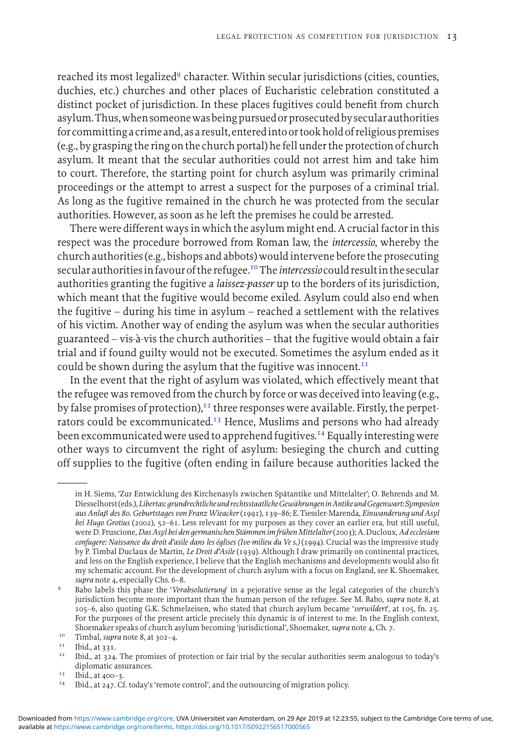reached its most legalized[9] character. Within secular jurisdictions (cities, counties, duchies, etc.) churches and other places of Eucharistic celebration constituted a distinct pocket of jurisdiction. In these places fugitives could benefit from church asylum. Thus, when someone was being pursued or prosecuted by secular authorities for committing a crime and, as a result, entered into or took hold of religious premises (e.g., by grasping the ring on the church portal) he fell under the protection of church asylum. It meant that the secular authorities could not arrest him and take him to court. Therefore, the starting point for church asylum was primarily criminal proceedings or the attempt to arrest a suspect for the purposes of a criminal trial. As long as the fugitive remained in the church he was protected from the secular authorities. However, as soon as he left the premises he could be arrested.

There were different ways in which the asylum might end. A crucial factor in this respect was the procedure borrowed from Roman law, the *intercessio*, whereby the church authorities (e.g., bishops and abbots) would intervene before the prosecuting secular authorities in favour of the refugee.[10] The *intercessio* could result in the secular authorities granting the fugitive a *laissez-passer* up to the borders of its jurisdiction, which meant that the fugitive would become exiled. Asylum could also end when the fugitive – during his time in asylum – reached a settlement with the relatives of his victim. Another way of ending the asylum was when the secular authorities guaranteed – vis-à-vis the church authorities – that the fugitive would obtain a fair trial and if found guilty would not be executed. Sometimes the asylum ended as it could be shown during the asylum that the fugitive was innocent.[11]

In the event that the right of asylum was violated, which effectively meant that the refugee was removed from the church by force or was deceived into leaving (e.g., by false promises of protection),[12] three responses were available. Firstly, the perpetrators could be excommunicated.[13] Hence, Muslims and persons who had already been excommunicated were used to apprehend fugitives.[14] Equally interesting were other ways to circumvent the right of asylum: besieging the church and cutting off supplies to the fugitive (often ending in failure because authorities lacked the

---

in H. Siems, 'Zur Entwicklung des Kirchenasyls zwischen Spätantike und Mittelalter'; O. Behrends and M. Diesselhorst (eds.), *Libertas: grundrechtliche und rechtsstaatliche Gewährungen in Antike und Gegenwart: Symposion aus Anlaß des 80. Geburtstages von Franz Wieacker* (1991), 139–86; E. Tiessler-Marenda, *Einwanderung und Asyl bei Hugo Grotius* (2002), 52–61. Less relevant for my purposes as they cover an earlier era, but still useful, were D. Fruscione, *Das Asyl bei den germanischen Stämmen im frühen Mittelalter* (2003); A. Ducloux, *Ad ecclesiam confugere: Naissance du droit d'asile dans les églises (Ive-milieu du Ve s.)* (1994). Crucial was the impressive study by P. Timbal Duclaux de Martin, *Le Droit d'Asile* (1939). Although I draw primarily on continental practices, and less on the English experience, I believe that the English mechanisms and developments would also fit my schematic account. For the development of church asylum with a focus on England, see K. Shoemaker, *supra* note 4, especially Chs. 6–8.

[9] Babo labels this phase the '*Verabsolutierung*' in a pejorative sense as the legal categories of the church's jurisdiction become more important than the human person of the refugee. See M. Babo, *supra* note 8, at 105–6, also quoting G.K. Schmelzeisen, who stated that church asylum became '*verwildert*', at 105, fn. 25. For the purposes of the present article precisely this dynamic is of interest to me. In the English context, Shoemaker speaks of church asylum becoming 'jurisdictional', Shoemaker, *supra* note 4, Ch. 7.

[10] Timbal, *supra* note 8, at 302–4.

[11] Ibid., at 331.

[12] Ibid., at 324. The promises of protection or fair trial by the secular authorities seem analogous to today's diplomatic assurances.

[13] Ibid., at 400–3.

[14] Ibid., at 247. Cf. today's 'remote control', and the outsourcing of migration policy.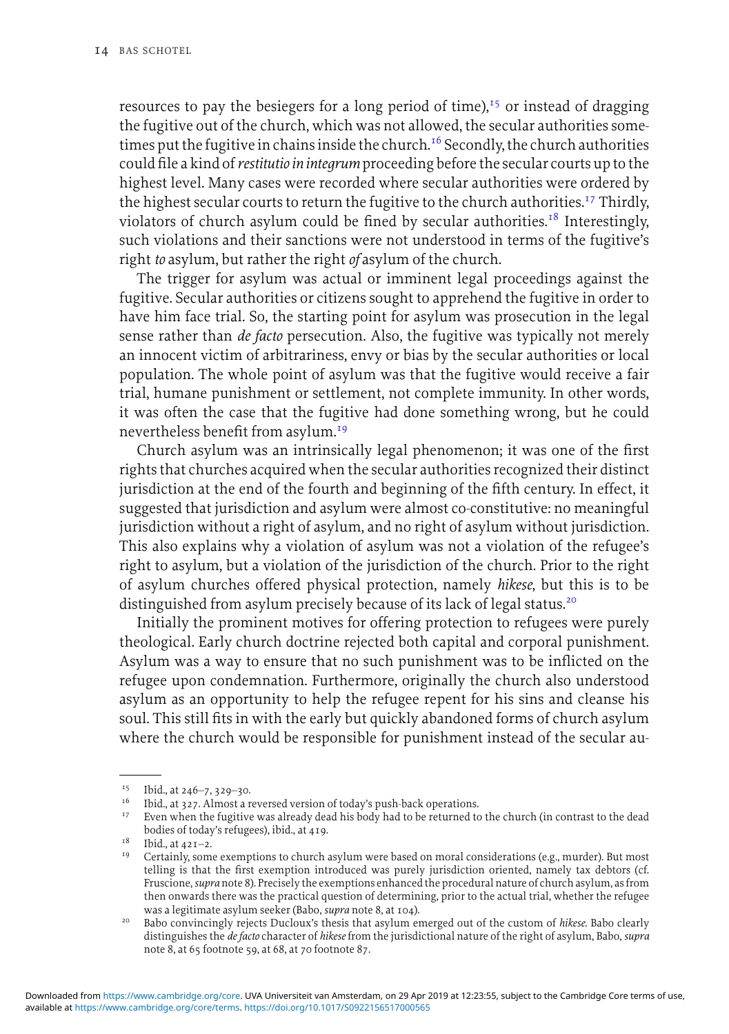resources to pay the besiegers for a long period of time),[15] or instead of dragging the fugitive out of the church, which was not allowed, the secular authorities sometimes put the fugitive in chains inside the church.[16] Secondly, the church authorities could file a kind of *restitutio in integrum* proceeding before the secular courts up to the highest level. Many cases were recorded where secular authorities were ordered by the highest secular courts to return the fugitive to the church authorities.[17] Thirdly, violators of church asylum could be fined by secular authorities.[18] Interestingly, such violations and their sanctions were not understood in terms of the fugitive's right *to* asylum, but rather the right *of* asylum of the church.

The trigger for asylum was actual or imminent legal proceedings against the fugitive. Secular authorities or citizens sought to apprehend the fugitive in order to have him face trial. So, the starting point for asylum was prosecution in the legal sense rather than *de facto* persecution. Also, the fugitive was typically not merely an innocent victim of arbitrariness, envy or bias by the secular authorities or local population. The whole point of asylum was that the fugitive would receive a fair trial, humane punishment or settlement, not complete immunity. In other words, it was often the case that the fugitive had done something wrong, but he could nevertheless benefit from asylum.[19]

Church asylum was an intrinsically legal phenomenon; it was one of the first rights that churches acquired when the secular authorities recognized their distinct jurisdiction at the end of the fourth and beginning of the fifth century. In effect, it suggested that jurisdiction and asylum were almost co-constitutive: no meaningful jurisdiction without a right of asylum, and no right of asylum without jurisdiction. This also explains why a violation of asylum was not a violation of the refugee's right to asylum, but a violation of the jurisdiction of the church. Prior to the right of asylum churches offered physical protection, namely *hikese*, but this is to be distinguished from asylum precisely because of its lack of legal status.[20]

Initially the prominent motives for offering protection to refugees were purely theological. Early church doctrine rejected both capital and corporal punishment. Asylum was a way to ensure that no such punishment was to be inflicted on the refugee upon condemnation. Furthermore, originally the church also understood asylum as an opportunity to help the refugee repent for his sins and cleanse his soul. This still fits in with the early but quickly abandoned forms of church asylum where the church would be responsible for punishment instead of the secular au-

---

[15] Ibid., at 246–7, 329–30.

[16] Ibid., at 327. Almost a reversed version of today's push-back operations.

[17] Even when the fugitive was already dead his body had to be returned to the church (in contrast to the dead bodies of today's refugees), ibid., at 419.

[18] Ibid., at 421–2.

[19] Certainly, some exemptions to church asylum were based on moral considerations (e.g., murder). But most telling is that the first exemption introduced was purely jurisdiction oriented, namely tax debtors (cf. Fruscione, *supra* note 8). Precisely the exemptions enhanced the procedural nature of church asylum, as from then onwards there was the practical question of determining, prior to the actual trial, whether the refugee was a legitimate asylum seeker (Babo, *supra* note 8, at 104).

[20] Babo convincingly rejects Ducloux's thesis that asylum emerged out of the custom of *hikese*. Babo clearly distinguishes the *de facto* character of *hikese* from the jurisdictional nature of the right of asylum, Babo, *supra* note 8, at 65 footnote 59, at 68, at 70 footnote 87.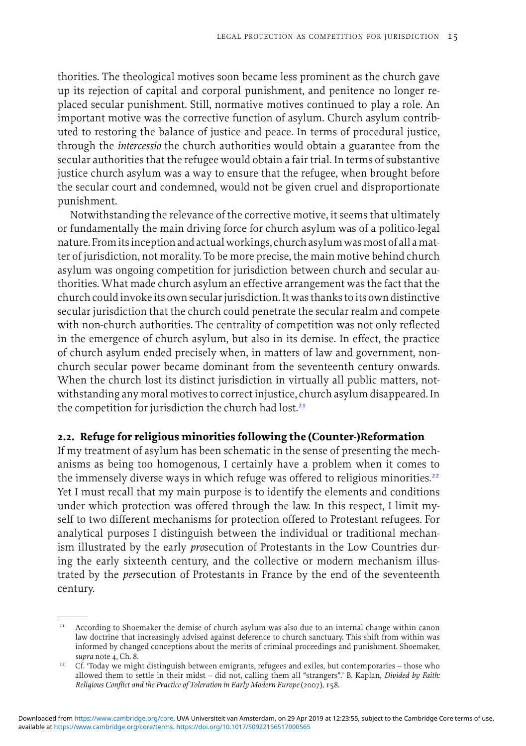thorities. The theological motives soon became less prominent as the church gave up its rejection of capital and corporal punishment, and penitence no longer replaced secular punishment. Still, normative motives continued to play a role. An important motive was the corrective function of asylum. Church asylum contributed to restoring the balance of justice and peace. In terms of procedural justice, through the *intercessio* the church authorities would obtain a guarantee from the secular authorities that the refugee would obtain a fair trial. In terms of substantive justice church asylum was a way to ensure that the refugee, when brought before the secular court and condemned, would not be given cruel and disproportionate punishment.

Notwithstanding the relevance of the corrective motive, it seems that ultimately or fundamentally the main driving force for church asylum was of a politico-legal nature. From its inception and actual workings, church asylum was most of all a matter of jurisdiction, not morality. To be more precise, the main motive behind church asylum was ongoing competition for jurisdiction between church and secular authorities. What made church asylum an effective arrangement was the fact that the church could invoke its own secular jurisdiction. It was thanks to its own distinctive secular jurisdiction that the church could penetrate the secular realm and compete with non-church authorities. The centrality of competition was not only reflected in the emergence of church asylum, but also in its demise. In effect, the practice of church asylum ended precisely when, in matters of law and government, non-church secular power became dominant from the seventeenth century onwards. When the church lost its distinct jurisdiction in virtually all public matters, notwithstanding any moral motives to correct injustice, church asylum disappeared. In the competition for jurisdiction the church had lost.[21]

## 2.2. Refuge for religious minorities following the (Counter-)Reformation

If my treatment of asylum has been schematic in the sense of presenting the mechanisms as being too homogenous, I certainly have a problem when it comes to the immensely diverse ways in which refuge was offered to religious minorities.[22] Yet I must recall that my main purpose is to identify the elements and conditions under which protection was offered through the law. In this respect, I limit myself to two different mechanisms for protection offered to Protestant refugees. For analytical purposes I distinguish between the individual or traditional mechanism illustrated by the early *pro*secution of Protestants in the Low Countries during the early sixteenth century, and the collective or modern mechanism illustrated by the *per*secution of Protestants in France by the end of the seventeenth century.

---

[21] According to Shoemaker the demise of church asylum was also due to an internal change within canon law doctrine that increasingly advised against deference to church sanctuary. This shift from within was informed by changed conceptions about the merits of criminal proceedings and punishment. Shoemaker, *supra* note 4, Ch. 8.

[22] Cf. 'Today we might distinguish between emigrants, refugees and exiles, but contemporaries – those who allowed them to settle in their midst – did not, calling them all "strangers".' B. Kaplan, *Divided by Faith: Religious Conflict and the Practice of Toleration in Early Modern Europe* (2007), 158.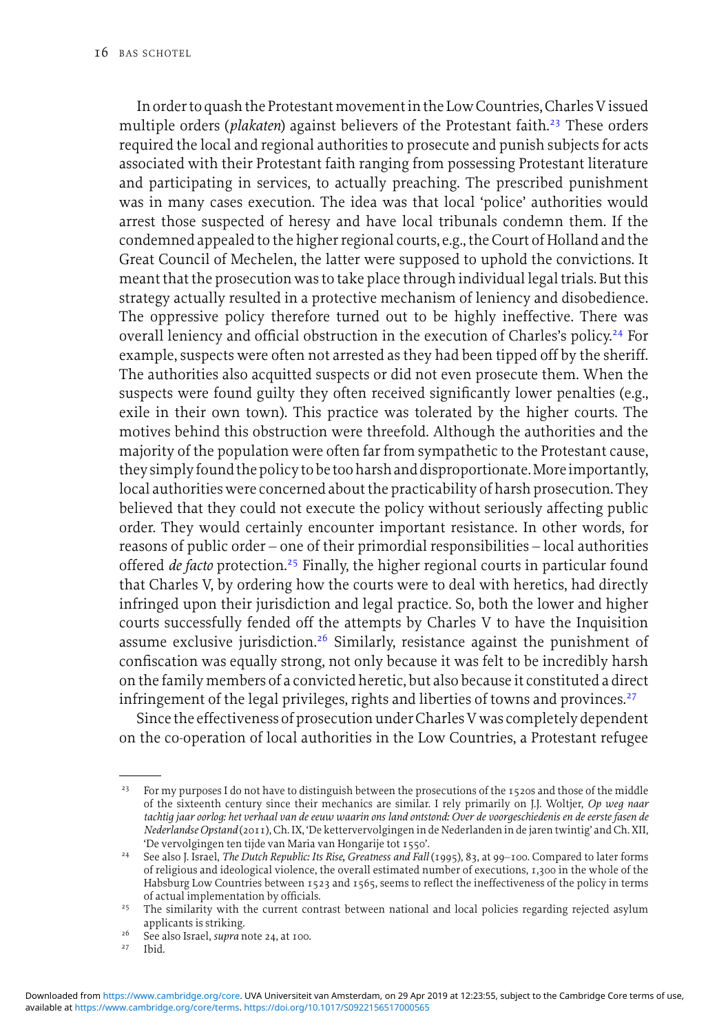In order to quash the Protestant movement in the Low Countries, Charles V issued multiple orders (*plakaten*) against believers of the Protestant faith.[23] These orders required the local and regional authorities to prosecute and punish subjects for acts associated with their Protestant faith ranging from possessing Protestant literature and participating in services, to actually preaching. The prescribed punishment was in many cases execution. The idea was that local 'police' authorities would arrest those suspected of heresy and have local tribunals condemn them. If the condemned appealed to the higher regional courts, e.g., the Court of Holland and the Great Council of Mechelen, the latter were supposed to uphold the convictions. It meant that the prosecution was to take place through individual legal trials. But this strategy actually resulted in a protective mechanism of leniency and disobedience. The oppressive policy therefore turned out to be highly ineffective. There was overall leniency and official obstruction in the execution of Charles's policy.[24] For example, suspects were often not arrested as they had been tipped off by the sheriff. The authorities also acquitted suspects or did not even prosecute them. When the suspects were found guilty they often received significantly lower penalties (e.g., exile in their own town). This practice was tolerated by the higher courts. The motives behind this obstruction were threefold. Although the authorities and the majority of the population were often far from sympathetic to the Protestant cause, they simply found the policy to be too harsh and disproportionate. More importantly, local authorities were concerned about the practicability of harsh prosecution. They believed that they could not execute the policy without seriously affecting public order. They would certainly encounter important resistance. In other words, for reasons of public order – one of their primordial responsibilities – local authorities offered *de facto* protection.[25] Finally, the higher regional courts in particular found that Charles V, by ordering how the courts were to deal with heretics, had directly infringed upon their jurisdiction and legal practice. So, both the lower and higher courts successfully fended off the attempts by Charles V to have the Inquisition assume exclusive jurisdiction.[26] Similarly, resistance against the punishment of confiscation was equally strong, not only because it was felt to be incredibly harsh on the family members of a convicted heretic, but also because it constituted a direct infringement of the legal privileges, rights and liberties of towns and provinces.[27]

Since the effectiveness of prosecution under Charles V was completely dependent on the co-operation of local authorities in the Low Countries, a Protestant refugee

---

[23] For my purposes I do not have to distinguish between the prosecutions of the 1520s and those of the middle of the sixteenth century since their mechanics are similar. I rely primarily on J.J. Woltjer, *Op weg naar tachtig jaar oorlog: het verhaal van de eeuw waarin ons land ontstond: Over de voorgeschiedenis en de eerste fasen de Nederlandse Opstand* (2011), Ch. IX, 'De kettervervolgingen in de Nederlanden in de jaren twintig' and Ch. XII, 'De vervolgingen ten tijde van Maria van Hongarije tot 1550'.

[24] See also J. Israel, *The Dutch Republic: Its Rise, Greatness and Fall* (1995), 83, at 99–100. Compared to later forms of religious and ideological violence, the overall estimated number of executions, 1,300 in the whole of the Habsburg Low Countries between 1523 and 1565, seems to reflect the ineffectiveness of the policy in terms of actual implementation by officials.

[25] The similarity with the current contrast between national and local policies regarding rejected asylum applicants is striking.

[26] See also Israel, *supra* note 24, at 100.

[27] Ibid.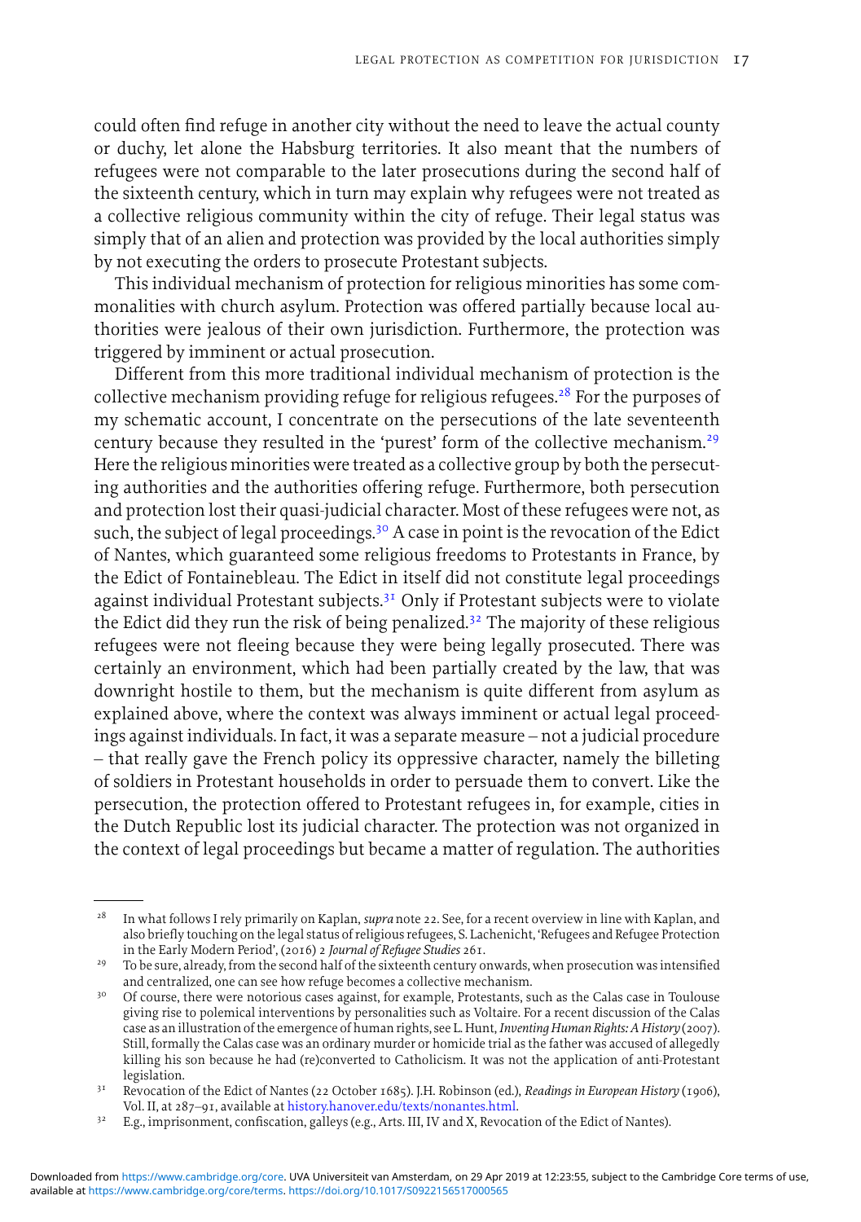could often find refuge in another city without the need to leave the actual county or duchy, let alone the Habsburg territories. It also meant that the numbers of refugees were not comparable to the later prosecutions during the second half of the sixteenth century, which in turn may explain why refugees were not treated as a collective religious community within the city of refuge. Their legal status was simply that of an alien and protection was provided by the local authorities simply by not executing the orders to prosecute Protestant subjects.

This individual mechanism of protection for religious minorities has some commonalities with church asylum. Protection was offered partially because local authorities were jealous of their own jurisdiction. Furthermore, the protection was triggered by imminent or actual prosecution.

Different from this more traditional individual mechanism of protection is the collective mechanism providing refuge for religious refugees.[28] For the purposes of my schematic account, I concentrate on the persecutions of the late seventeenth century because they resulted in the 'purest' form of the collective mechanism.[29] Here the religious minorities were treated as a collective group by both the persecuting authorities and the authorities offering refuge. Furthermore, both persecution and protection lost their quasi-judicial character. Most of these refugees were not, as such, the subject of legal proceedings.[30] A case in point is the revocation of the Edict of Nantes, which guaranteed some religious freedoms to Protestants in France, by the Edict of Fontainebleau. The Edict in itself did not constitute legal proceedings against individual Protestant subjects.[31] Only if Protestant subjects were to violate the Edict did they run the risk of being penalized.[32] The majority of these religious refugees were not fleeing because they were being legally prosecuted. There was certainly an environment, which had been partially created by the law, that was downright hostile to them, but the mechanism is quite different from asylum as explained above, where the context was always imminent or actual legal proceedings against individuals. In fact, it was a separate measure – not a judicial procedure – that really gave the French policy its oppressive character, namely the billeting of soldiers in Protestant households in order to persuade them to convert. Like the persecution, the protection offered to Protestant refugees in, for example, cities in the Dutch Republic lost its judicial character. The protection was not organized in the context of legal proceedings but became a matter of regulation. The authorities

---

[28] In what follows I rely primarily on Kaplan, *supra* note 22. See, for a recent overview in line with Kaplan, and also briefly touching on the legal status of religious refugees, S. Lachenicht, 'Refugees and Refugee Protection in the Early Modern Period', (2016) 2 *Journal of Refugee Studies* 261.

[29] To be sure, already, from the second half of the sixteenth century onwards, when prosecution was intensified and centralized, one can see how refuge becomes a collective mechanism.

[30] Of course, there were notorious cases against, for example, Protestants, such as the Calas case in Toulouse giving rise to polemical interventions by personalities such as Voltaire. For a recent discussion of the Calas case as an illustration of the emergence of human rights, see L. Hunt, *Inventing Human Rights: A History* (2007). Still, formally the Calas case was an ordinary murder or homicide trial as the father was accused of allegedly killing his son because he had (re)converted to Catholicism. It was not the application of anti-Protestant legislation.

[31] Revocation of the Edict of Nantes (22 October 1685). J.H. Robinson (ed.), *Readings in European History* (1906), Vol. II, at 287–91, available at history.hanover.edu/texts/nonantes.html.

[32] E.g., imprisonment, confiscation, galleys (e.g., Arts. III, IV and X, Revocation of the Edict of Nantes).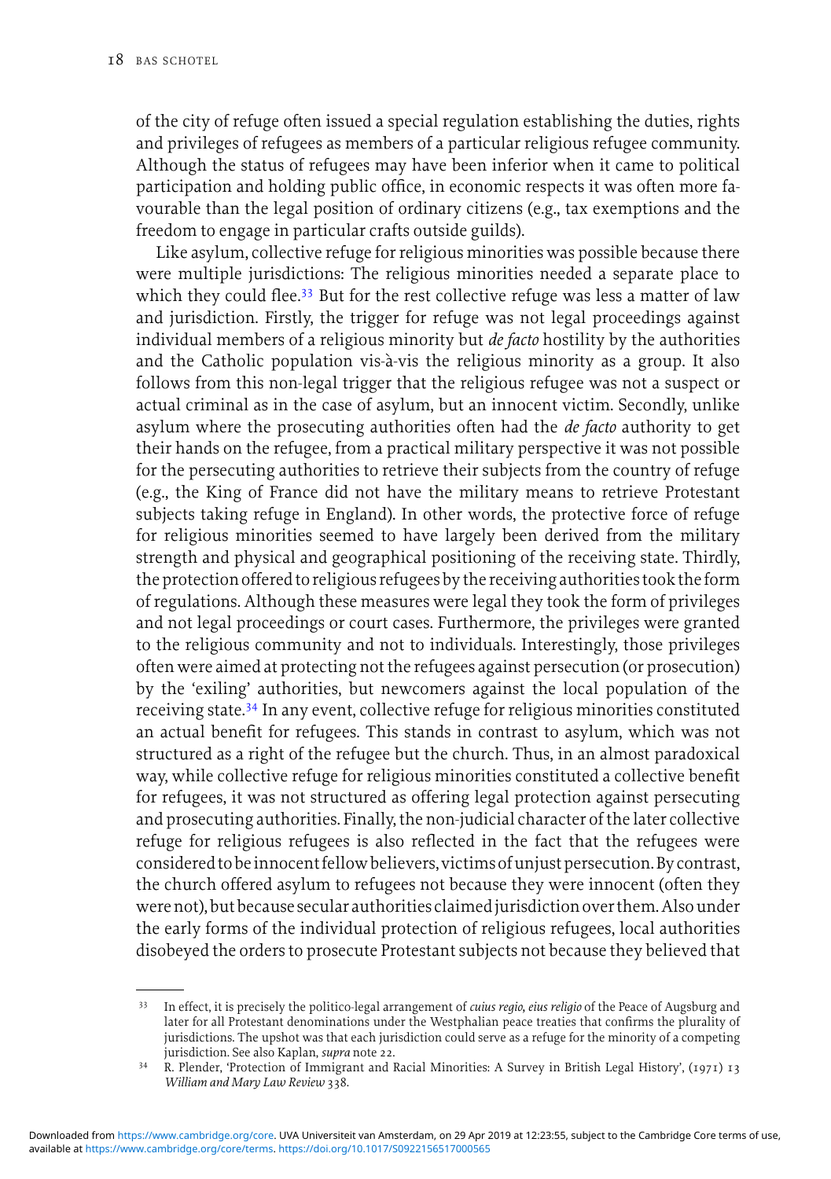of the city of refuge often issued a special regulation establishing the duties, rights and privileges of refugees as members of a particular religious refugee community. Although the status of refugees may have been inferior when it came to political participation and holding public office, in economic respects it was often more favourable than the legal position of ordinary citizens (e.g., tax exemptions and the freedom to engage in particular crafts outside guilds).

Like asylum, collective refuge for religious minorities was possible because there were multiple jurisdictions: The religious minorities needed a separate place to which they could flee.[33] But for the rest collective refuge was less a matter of law and jurisdiction. Firstly, the trigger for refuge was not legal proceedings against individual members of a religious minority but *de facto* hostility by the authorities and the Catholic population vis-à-vis the religious minority as a group. It also follows from this non-legal trigger that the religious refugee was not a suspect or actual criminal as in the case of asylum, but an innocent victim. Secondly, unlike asylum where the prosecuting authorities often had the *de facto* authority to get their hands on the refugee, from a practical military perspective it was not possible for the persecuting authorities to retrieve their subjects from the country of refuge (e.g., the King of France did not have the military means to retrieve Protestant subjects taking refuge in England). In other words, the protective force of refuge for religious minorities seemed to have largely been derived from the military strength and physical and geographical positioning of the receiving state. Thirdly, the protection offered to religious refugees by the receiving authorities took the form of regulations. Although these measures were legal they took the form of privileges and not legal proceedings or court cases. Furthermore, the privileges were granted to the religious community and not to individuals. Interestingly, those privileges often were aimed at protecting not the refugees against persecution (or prosecution) by the 'exiling' authorities, but newcomers against the local population of the receiving state.[34] In any event, collective refuge for religious minorities constituted an actual benefit for refugees. This stands in contrast to asylum, which was not structured as a right of the refugee but the church. Thus, in an almost paradoxical way, while collective refuge for religious minorities constituted a collective benefit for refugees, it was not structured as offering legal protection against persecuting and prosecuting authorities. Finally, the non-judicial character of the later collective refuge for religious refugees is also reflected in the fact that the refugees were considered to be innocent fellow believers, victims of unjust persecution. By contrast, the church offered asylum to refugees not because they were innocent (often they were not), but because secular authorities claimed jurisdiction over them. Also under the early forms of the individual protection of religious refugees, local authorities disobeyed the orders to prosecute Protestant subjects not because they believed that

---

[33] In effect, it is precisely the politico-legal arrangement of *cuius regio, eius religio* of the Peace of Augsburg and later for all Protestant denominations under the Westphalian peace treaties that confirms the plurality of jurisdictions. The upshot was that each jurisdiction could serve as a refuge for the minority of a competing jurisdiction. See also Kaplan, *supra* note 22.

[34] R. Plender, 'Protection of Immigrant and Racial Minorities: A Survey in British Legal History', (1971) 13 *William and Mary Law Review* 338.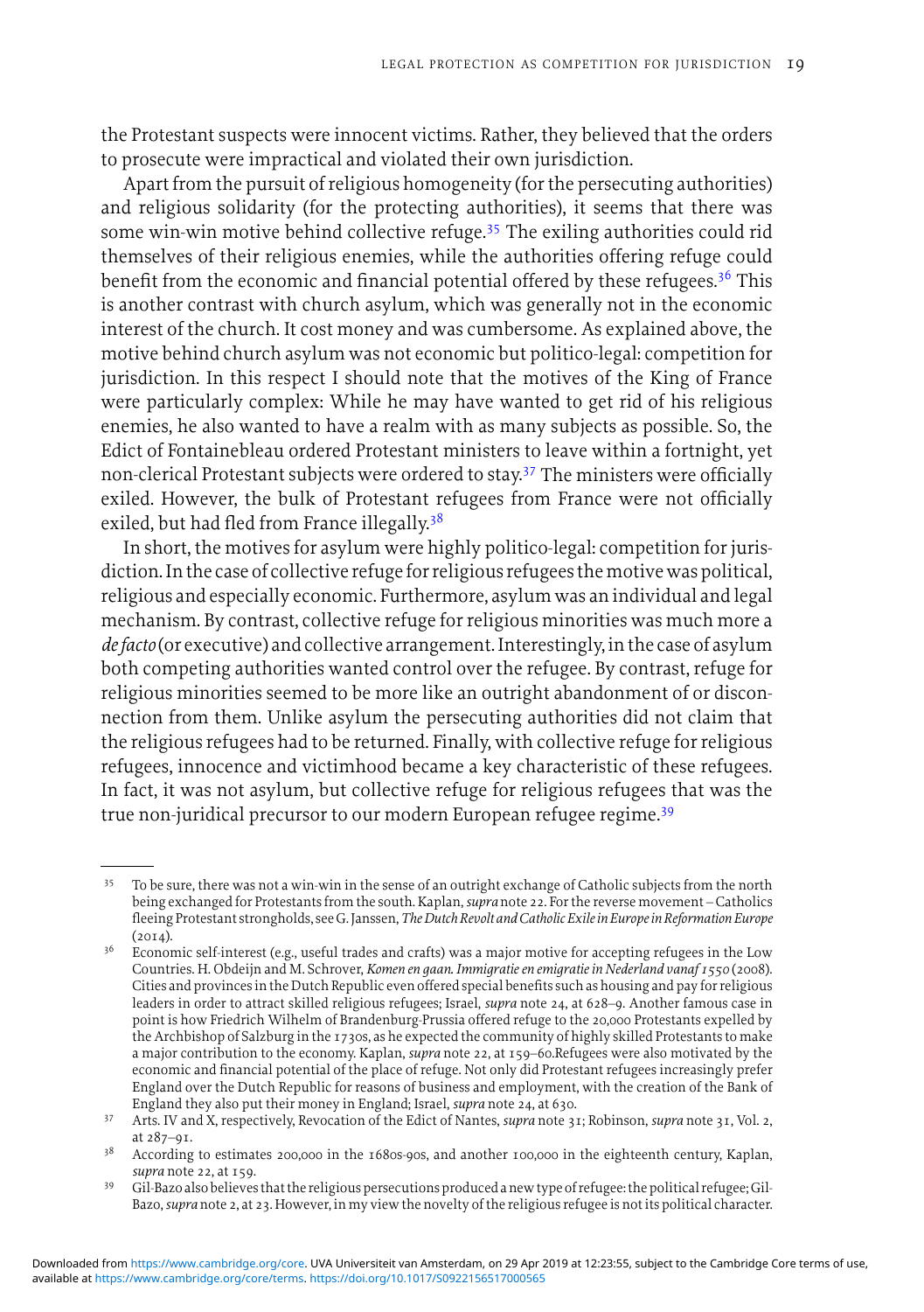the Protestant suspects were innocent victims. Rather, they believed that the orders to prosecute were impractical and violated their own jurisdiction.

Apart from the pursuit of religious homogeneity (for the persecuting authorities) and religious solidarity (for the protecting authorities), it seems that there was some win-win motive behind collective refuge.[35] The exiling authorities could rid themselves of their religious enemies, while the authorities offering refuge could benefit from the economic and financial potential offered by these refugees.[36] This is another contrast with church asylum, which was generally not in the economic interest of the church. It cost money and was cumbersome. As explained above, the motive behind church asylum was not economic but politico-legal: competition for jurisdiction. In this respect I should note that the motives of the King of France were particularly complex: While he may have wanted to get rid of his religious enemies, he also wanted to have a realm with as many subjects as possible. So, the Edict of Fontainebleau ordered Protestant ministers to leave within a fortnight, yet non-clerical Protestant subjects were ordered to stay.[37] The ministers were officially exiled. However, the bulk of Protestant refugees from France were not officially exiled, but had fled from France illegally.[38]

In short, the motives for asylum were highly politico-legal: competition for jurisdiction. In the case of collective refuge for religious refugees the motive was political, religious and especially economic. Furthermore, asylum was an individual and legal mechanism. By contrast, collective refuge for religious minorities was much more a *de facto* (or executive) and collective arrangement. Interestingly, in the case of asylum both competing authorities wanted control over the refugee. By contrast, refuge for religious minorities seemed to be more like an outright abandonment of or disconnection from them. Unlike asylum the persecuting authorities did not claim that the religious refugees had to be returned. Finally, with collective refuge for religious refugees, innocence and victimhood became a key characteristic of these refugees. In fact, it was not asylum, but collective refuge for religious refugees that was the true non-juridical precursor to our modern European refugee regime.[39]

---

[35] To be sure, there was not a win-win in the sense of an outright exchange of Catholic subjects from the north being exchanged for Protestants from the south. Kaplan, *supra* note 22. For the reverse movement – Catholics fleeing Protestant strongholds, see G. Janssen, *The Dutch Revolt and Catholic Exile in Europe in Reformation Europe* (2014).

[36] Economic self-interest (e.g., useful trades and crafts) was a major motive for accepting refugees in the Low Countries. H. Obdeijn and M. Schrover, *Komen en gaan. Immigratie en emigratie in Nederland vanaf 1550* (2008). Cities and provinces in the Dutch Republic even offered special benefits such as housing and pay for religious leaders in order to attract skilled religious refugees; Israel, *supra* note 24, at 628–9. Another famous case in point is how Friedrich Wilhelm of Brandenburg-Prussia offered refuge to the 20,000 Protestants expelled by the Archbishop of Salzburg in the 1730s, as he expected the community of highly skilled Protestants to make a major contribution to the economy. Kaplan, *supra* note 22, at 159–60.Refugees were also motivated by the economic and financial potential of the place of refuge. Not only did Protestant refugees increasingly prefer England over the Dutch Republic for reasons of business and employment, with the creation of the Bank of England they also put their money in England; Israel, *supra* note 24, at 630.

[37] Arts. IV and X, respectively, Revocation of the Edict of Nantes, *supra* note 31; Robinson, *supra* note 31, Vol. 2, at 287–91.

[38] According to estimates 200,000 in the 1680s-90s, and another 100,000 in the eighteenth century, Kaplan, *supra* note 22, at 159.

[39] Gil-Bazo also believes that the religious persecutions produced a new type of refugee: the political refugee; Gil-Bazo, *supra* note 2, at 23. However, in my view the novelty of the religious refugee is not its political character.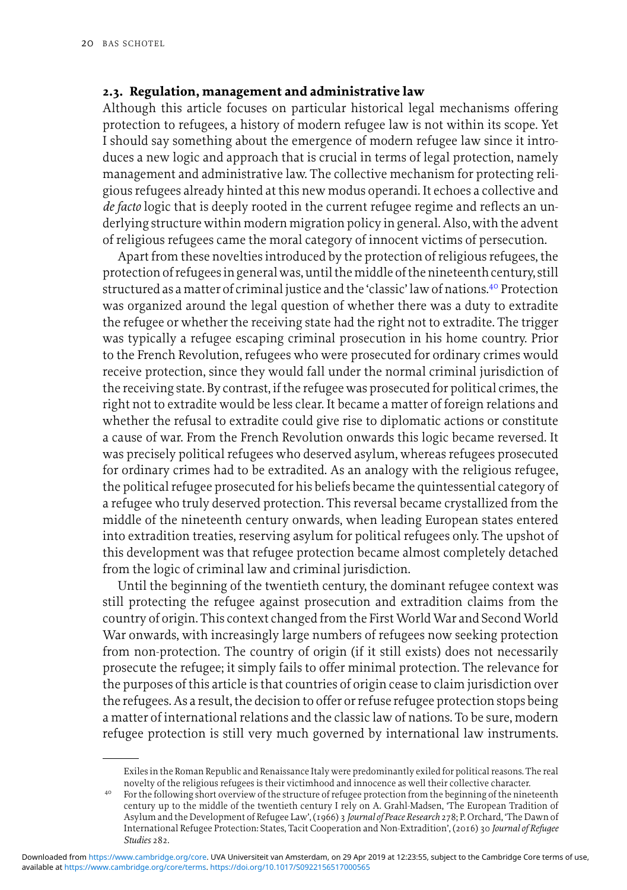### 2.3. Regulation, management and administrative law

Although this article focuses on particular historical legal mechanisms offering protection to refugees, a history of modern refugee law is not within its scope. Yet I should say something about the emergence of modern refugee law since it introduces a new logic and approach that is crucial in terms of legal protection, namely management and administrative law. The collective mechanism for protecting religious refugees already hinted at this new modus operandi. It echoes a collective and *de facto* logic that is deeply rooted in the current refugee regime and reflects an underlying structure within modern migration policy in general. Also, with the advent of religious refugees came the moral category of innocent victims of persecution.

Apart from these novelties introduced by the protection of religious refugees, the protection of refugees in general was, until the middle of the nineteenth century, still structured as a matter of criminal justice and the 'classic' law of nations.[40] Protection was organized around the legal question of whether there was a duty to extradite the refugee or whether the receiving state had the right not to extradite. The trigger was typically a refugee escaping criminal prosecution in his home country. Prior to the French Revolution, refugees who were prosecuted for ordinary crimes would receive protection, since they would fall under the normal criminal jurisdiction of the receiving state. By contrast, if the refugee was prosecuted for political crimes, the right not to extradite would be less clear. It became a matter of foreign relations and whether the refusal to extradite could give rise to diplomatic actions or constitute a cause of war. From the French Revolution onwards this logic became reversed. It was precisely political refugees who deserved asylum, whereas refugees prosecuted for ordinary crimes had to be extradited. As an analogy with the religious refugee, the political refugee prosecuted for his beliefs became the quintessential category of a refugee who truly deserved protection. This reversal became crystallized from the middle of the nineteenth century onwards, when leading European states entered into extradition treaties, reserving asylum for political refugees only. The upshot of this development was that refugee protection became almost completely detached from the logic of criminal law and criminal jurisdiction.

Until the beginning of the twentieth century, the dominant refugee context was still protecting the refugee against prosecution and extradition claims from the country of origin. This context changed from the First World War and Second World War onwards, with increasingly large numbers of refugees now seeking protection from non-protection. The country of origin (if it still exists) does not necessarily prosecute the refugee; it simply fails to offer minimal protection. The relevance for the purposes of this article is that countries of origin cease to claim jurisdiction over the refugees. As a result, the decision to offer or refuse refugee protection stops being a matter of international relations and the classic law of nations. To be sure, modern refugee protection is still very much governed by international law instruments.

---

Exiles in the Roman Republic and Renaissance Italy were predominantly exiled for political reasons. The real novelty of the religious refugees is their victimhood and innocence as well their collective character.

[40] For the following short overview of the structure of refugee protection from the beginning of the nineteenth century up to the middle of the twentieth century I rely on A. Grahl-Madsen, 'The European Tradition of Asylum and the Development of Refugee Law', (1966) 3 *Journal of Peace Research* 278; P. Orchard, 'The Dawn of International Refugee Protection: States, Tacit Cooperation and Non-Extradition', (2016) 30 *Journal of Refugee Studies* 282.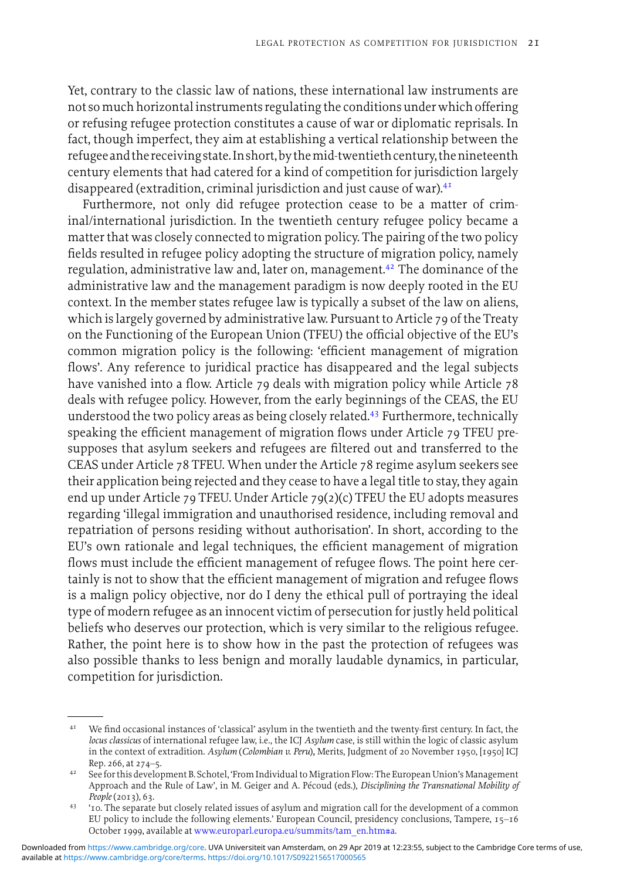Yet, contrary to the classic law of nations, these international law instruments are not so much horizontal instruments regulating the conditions under which offering or refusing refugee protection constitutes a cause of war or diplomatic reprisals. In fact, though imperfect, they aim at establishing a vertical relationship between the refugee and the receiving state. In short, by the mid-twentieth century, the nineteenth century elements that had catered for a kind of competition for jurisdiction largely disappeared (extradition, criminal jurisdiction and just cause of war).[41]

Furthermore, not only did refugee protection cease to be a matter of criminal/international jurisdiction. In the twentieth century refugee policy became a matter that was closely connected to migration policy. The pairing of the two policy fields resulted in refugee policy adopting the structure of migration policy, namely regulation, administrative law and, later on, management.[42] The dominance of the administrative law and the management paradigm is now deeply rooted in the EU context. In the member states refugee law is typically a subset of the law on aliens, which is largely governed by administrative law. Pursuant to Article 79 of the Treaty on the Functioning of the European Union (TFEU) the official objective of the EU's common migration policy is the following: 'efficient management of migration flows'. Any reference to juridical practice has disappeared and the legal subjects have vanished into a flow. Article 79 deals with migration policy while Article 78 deals with refugee policy. However, from the early beginnings of the CEAS, the EU understood the two policy areas as being closely related.[43] Furthermore, technically speaking the efficient management of migration flows under Article 79 TFEU presupposes that asylum seekers and refugees are filtered out and transferred to the CEAS under Article 78 TFEU. When under the Article 78 regime asylum seekers see their application being rejected and they cease to have a legal title to stay, they again end up under Article 79 TFEU. Under Article 79(2)(c) TFEU the EU adopts measures regarding 'illegal immigration and unauthorised residence, including removal and repatriation of persons residing without authorisation'. In short, according to the EU's own rationale and legal techniques, the efficient management of migration flows must include the efficient management of refugee flows. The point here certainly is not to show that the efficient management of migration and refugee flows is a malign policy objective, nor do I deny the ethical pull of portraying the ideal type of modern refugee as an innocent victim of persecution for justly held political beliefs who deserves our protection, which is very similar to the religious refugee. Rather, the point here is to show how in the past the protection of refugees was also possible thanks to less benign and morally laudable dynamics, in particular, competition for jurisdiction.

---

[41] We find occasional instances of 'classical' asylum in the twentieth and the twenty-first century. In fact, the *locus classicus* of international refugee law, i.e., the ICJ *Asylum* case, is still within the logic of classic asylum in the context of extradition. *Asylum* (*Colombian v. Peru*), Merits, Judgment of 20 November 1950, [1950] ICJ Rep. 266, at 274–5.

[42] See for this development B. Schotel, 'From Individual to Migration Flow: The European Union's Management Approach and the Rule of Law', in M. Geiger and A. Pécoud (eds.), *Disciplining the Transnational Mobility of People* (2013), 63.

[43] '10. The separate but closely related issues of asylum and migration call for the development of a common EU policy to include the following elements.' European Council, presidency conclusions, Tampere, 15–16 October 1999, available at www.europarl.europa.eu/summits/tam_en.htm#a.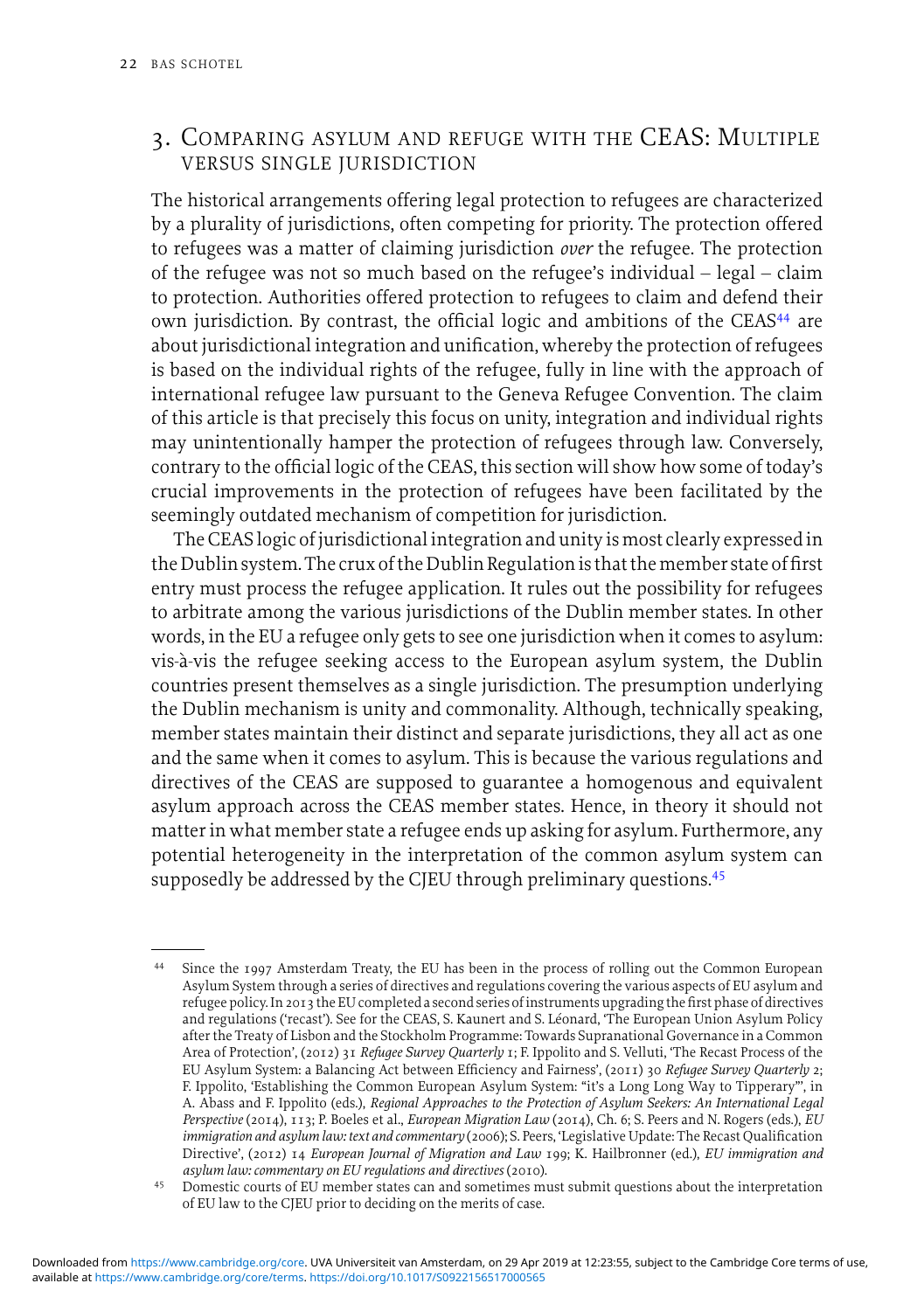## 3. Comparing asylum and refuge with the CEAS: Multiple versus single jurisdiction

The historical arrangements offering legal protection to refugees are characterized by a plurality of jurisdictions, often competing for priority. The protection offered to refugees was a matter of claiming jurisdiction *over* the refugee. The protection of the refugee was not so much based on the refugee's individual – legal – claim to protection. Authorities offered protection to refugees to claim and defend their own jurisdiction. By contrast, the official logic and ambitions of the CEAS[44] are about jurisdictional integration and unification, whereby the protection of refugees is based on the individual rights of the refugee, fully in line with the approach of international refugee law pursuant to the Geneva Refugee Convention. The claim of this article is that precisely this focus on unity, integration and individual rights may unintentionally hamper the protection of refugees through law. Conversely, contrary to the official logic of the CEAS, this section will show how some of today's crucial improvements in the protection of refugees have been facilitated by the seemingly outdated mechanism of competition for jurisdiction.

The CEAS logic of jurisdictional integration and unity is most clearly expressed in the Dublin system. The crux of the Dublin Regulation is that the member state of first entry must process the refugee application. It rules out the possibility for refugees to arbitrate among the various jurisdictions of the Dublin member states. In other words, in the EU a refugee only gets to see one jurisdiction when it comes to asylum: vis-à-vis the refugee seeking access to the European asylum system, the Dublin countries present themselves as a single jurisdiction. The presumption underlying the Dublin mechanism is unity and commonality. Although, technically speaking, member states maintain their distinct and separate jurisdictions, they all act as one and the same when it comes to asylum. This is because the various regulations and directives of the CEAS are supposed to guarantee a homogenous and equivalent asylum approach across the CEAS member states. Hence, in theory it should not matter in what member state a refugee ends up asking for asylum. Furthermore, any potential heterogeneity in the interpretation of the common asylum system can supposedly be addressed by the CJEU through preliminary questions.[45]

---

[44] Since the 1997 Amsterdam Treaty, the EU has been in the process of rolling out the Common European Asylum System through a series of directives and regulations covering the various aspects of EU asylum and refugee policy. In 2013 the EU completed a second series of instruments upgrading the first phase of directives and regulations ('recast'). See for the CEAS, S. Kaunert and S. Léonard, 'The European Union Asylum Policy after the Treaty of Lisbon and the Stockholm Programme: Towards Supranational Governance in a Common Area of Protection', (2012) 31 *Refugee Survey Quarterly* 1; F. Ippolito and S. Velluti, 'The Recast Process of the EU Asylum System: a Balancing Act between Efficiency and Fairness', (2011) 30 *Refugee Survey Quarterly* 2; F. Ippolito, 'Establishing the Common European Asylum System: "it's a Long Long Way to Tipperary"', in A. Abass and F. Ippolito (eds.), *Regional Approaches to the Protection of Asylum Seekers: An International Legal Perspective* (2014), 113; P. Boeles et al., *European Migration Law* (2014), Ch. 6; S. Peers and N. Rogers (eds.), *EU immigration and asylum law: text and commentary* (2006); S. Peers, 'Legislative Update: The Recast Qualification Directive', (2012) 14 *European Journal of Migration and Law* 199; K. Hailbronner (ed.), *EU immigration and asylum law: commentary on EU regulations and directives* (2010).

[45] Domestic courts of EU member states can and sometimes must submit questions about the interpretation of EU law to the CJEU prior to deciding on the merits of case.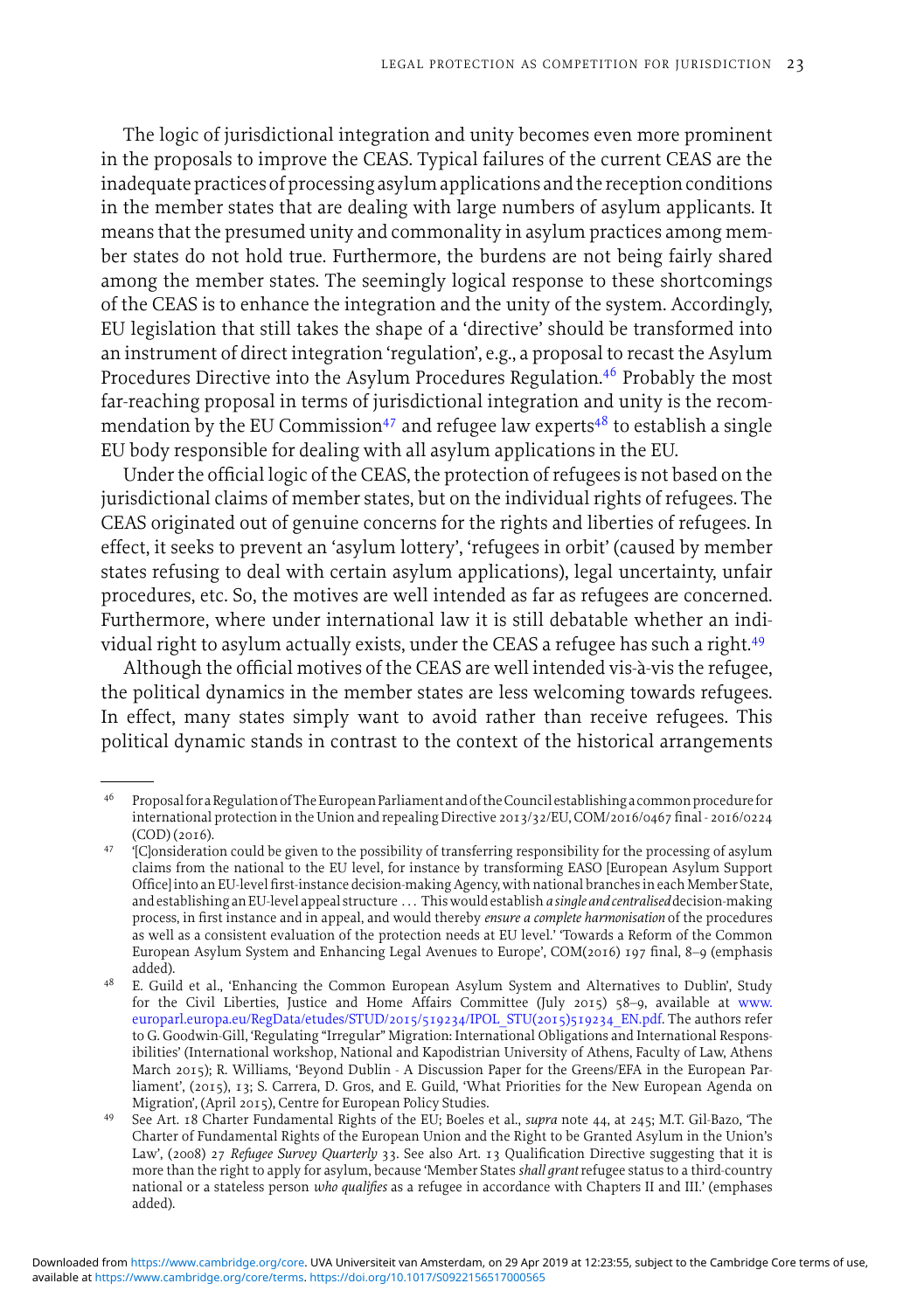The logic of jurisdictional integration and unity becomes even more prominent in the proposals to improve the CEAS. Typical failures of the current CEAS are the inadequate practices of processing asylum applications and the reception conditions in the member states that are dealing with large numbers of asylum applicants. It means that the presumed unity and commonality in asylum practices among member states do not hold true. Furthermore, the burdens are not being fairly shared among the member states. The seemingly logical response to these shortcomings of the CEAS is to enhance the integration and the unity of the system. Accordingly, EU legislation that still takes the shape of a 'directive' should be transformed into an instrument of direct integration 'regulation', e.g., a proposal to recast the Asylum Procedures Directive into the Asylum Procedures Regulation.[46] Probably the most far-reaching proposal in terms of jurisdictional integration and unity is the recommendation by the EU Commission[47] and refugee law experts[48] to establish a single EU body responsible for dealing with all asylum applications in the EU.

Under the official logic of the CEAS, the protection of refugees is not based on the jurisdictional claims of member states, but on the individual rights of refugees. The CEAS originated out of genuine concerns for the rights and liberties of refugees. In effect, it seeks to prevent an 'asylum lottery', 'refugees in orbit' (caused by member states refusing to deal with certain asylum applications), legal uncertainty, unfair procedures, etc. So, the motives are well intended as far as refugees are concerned. Furthermore, where under international law it is still debatable whether an individual right to asylum actually exists, under the CEAS a refugee has such a right.[49]

Although the official motives of the CEAS are well intended vis-à-vis the refugee, the political dynamics in the member states are less welcoming towards refugees. In effect, many states simply want to avoid rather than receive refugees. This political dynamic stands in contrast to the context of the historical arrangements

---

[46] Proposal for a Regulation of The European Parliament and of the Council establishing a common procedure for international protection in the Union and repealing Directive 2013/32/EU, COM/2016/0467 final - 2016/0224 (COD) (2016).

[47] '[C]onsideration could be given to the possibility of transferring responsibility for the processing of asylum claims from the national to the EU level, for instance by transforming EASO [European Asylum Support Office] into an EU-level first-instance decision-making Agency, with national branches in each Member State, and establishing an EU-level appeal structure . . . This would establish *a single and centralised* decision-making process, in first instance and in appeal, and would thereby *ensure a complete harmonisation* of the procedures as well as a consistent evaluation of the protection needs at EU level.' 'Towards a Reform of the Common European Asylum System and Enhancing Legal Avenues to Europe', COM(2016) 197 final, 8–9 (emphasis added).

[48] E. Guild et al., 'Enhancing the Common European Asylum System and Alternatives to Dublin', Study for the Civil Liberties, Justice and Home Affairs Committee (July 2015) 58–9, available at www.europarl.europa.eu/RegData/etudes/STUD/2015/519234/IPOL_STU(2015)519234_EN.pdf. The authors refer to G. Goodwin-Gill, 'Regulating "Irregular" Migration: International Obligations and International Responsibilities' (International workshop, National and Kapodistrian University of Athens, Faculty of Law, Athens March 2015); R. Williams, 'Beyond Dublin - A Discussion Paper for the Greens/EFA in the European Parliament', (2015), 13; S. Carrera, D. Gros, and E. Guild, 'What Priorities for the New European Agenda on Migration', (April 2015), Centre for European Policy Studies.

[49] See Art. 18 Charter Fundamental Rights of the EU; Boeles et al., *supra* note 44, at 245; M.T. Gil-Bazo, 'The Charter of Fundamental Rights of the European Union and the Right to be Granted Asylum in the Union's Law', (2008) 27 *Refugee Survey Quarterly* 33. See also Art. 13 Qualification Directive suggesting that it is more than the right to apply for asylum, because 'Member States *shall grant* refugee status to a third-country national or a stateless person *who qualifies* as a refugee in accordance with Chapters II and III.' (emphases added).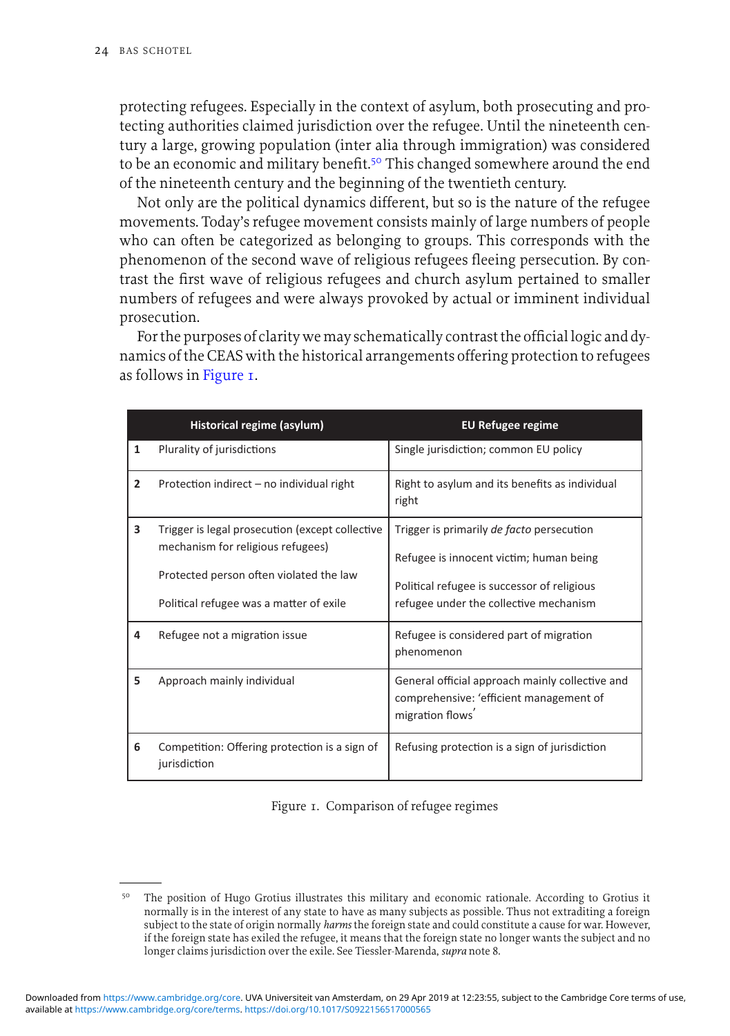protecting refugees. Especially in the context of asylum, both prosecuting and protecting authorities claimed jurisdiction over the refugee. Until the nineteenth century a large, growing population (inter alia through immigration) was considered to be an economic and military benefit.[50] This changed somewhere around the end of the nineteenth century and the beginning of the twentieth century.

Not only are the political dynamics different, but so is the nature of the refugee movements. Today's refugee movement consists mainly of large numbers of people who can often be categorized as belonging to groups. This corresponds with the phenomenon of the second wave of religious refugees fleeing persecution. By contrast the first wave of religious refugees and church asylum pertained to smaller numbers of refugees and were always provoked by actual or imminent individual prosecution.

For the purposes of clarity we may schematically contrast the official logic and dynamics of the CEAS with the historical arrangements offering protection to refugees as follows in Figure 1.

| | Historical regime (asylum) | EU Refugee regime |
|---|---|---|
| 1 | Plurality of jurisdictions | Single jurisdiction; common EU policy |
| 2 | Protection indirect – no individual right | Right to asylum and its benefits as individual right |
| 3 | Trigger is legal prosecution (except collective mechanism for religious refugees)<br><br>Protected person often violated the law<br><br>Political refugee was a matter of exile | Trigger is primarily *de facto* persecution<br><br>Refugee is innocent victim; human being<br><br>Political refugee is successor of religious refugee under the collective mechanism |
| 4 | Refugee not a migration issue | Refugee is considered part of migration phenomenon |
| 5 | Approach mainly individual | General official approach mainly collective and comprehensive: 'efficient management of migration flows' |
| 6 | Competition: Offering protection is a sign of jurisdiction | Refusing protection is a sign of jurisdiction |

Figure 1. Comparison of refugee regimes

---

[50] The position of Hugo Grotius illustrates this military and economic rationale. According to Grotius it normally is in the interest of any state to have as many subjects as possible. Thus not extraditing a foreign subject to the state of origin normally *harms* the foreign state and could constitute a cause for war. However, if the foreign state has exiled the refugee, it means that the foreign state no longer wants the subject and no longer claims jurisdiction over the exile. See Tiessler-Marenda, *supra* note 8.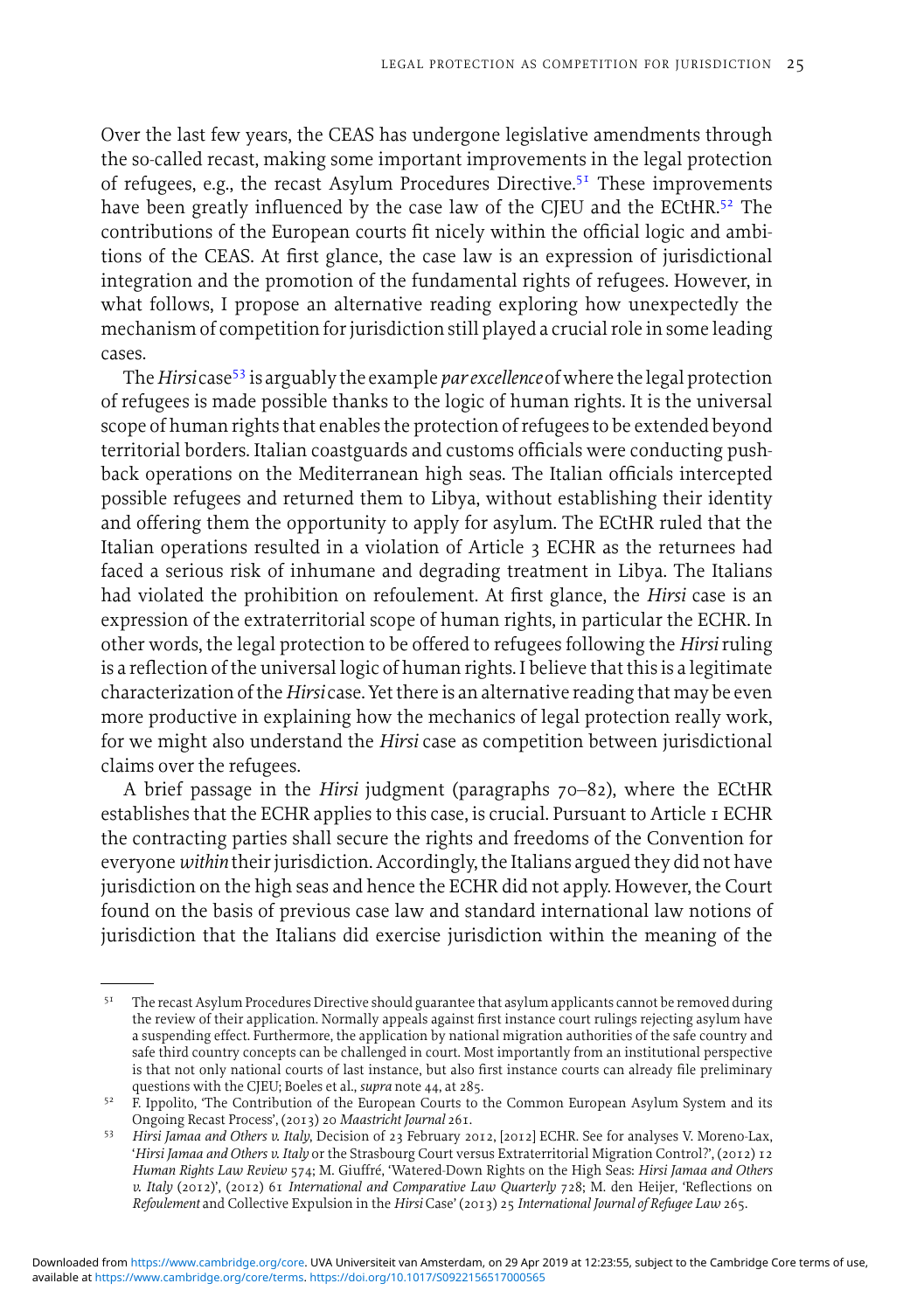Over the last few years, the CEAS has undergone legislative amendments through the so-called recast, making some important improvements in the legal protection of refugees, e.g., the recast Asylum Procedures Directive.[51] These improvements have been greatly influenced by the case law of the CJEU and the ECtHR.[52] The contributions of the European courts fit nicely within the official logic and ambitions of the CEAS. At first glance, the case law is an expression of jurisdictional integration and the promotion of the fundamental rights of refugees. However, in what follows, I propose an alternative reading exploring how unexpectedly the mechanism of competition for jurisdiction still played a crucial role in some leading cases.

The *Hirsi* case[53] is arguably the example *par excellence* of where the legal protection of refugees is made possible thanks to the logic of human rights. It is the universal scope of human rights that enables the protection of refugees to be extended beyond territorial borders. Italian coastguards and customs officials were conducting push-back operations on the Mediterranean high seas. The Italian officials intercepted possible refugees and returned them to Libya, without establishing their identity and offering them the opportunity to apply for asylum. The ECtHR ruled that the Italian operations resulted in a violation of Article 3 ECHR as the returnees had faced a serious risk of inhumane and degrading treatment in Libya. The Italians had violated the prohibition on refoulement. At first glance, the *Hirsi* case is an expression of the extraterritorial scope of human rights, in particular the ECHR. In other words, the legal protection to be offered to refugees following the *Hirsi* ruling is a reflection of the universal logic of human rights. I believe that this is a legitimate characterization of the *Hirsi* case. Yet there is an alternative reading that may be even more productive in explaining how the mechanics of legal protection really work, for we might also understand the *Hirsi* case as competition between jurisdictional claims over the refugees.

A brief passage in the *Hirsi* judgment (paragraphs 70–82), where the ECtHR establishes that the ECHR applies to this case, is crucial. Pursuant to Article 1 ECHR the contracting parties shall secure the rights and freedoms of the Convention for everyone *within* their jurisdiction. Accordingly, the Italians argued they did not have jurisdiction on the high seas and hence the ECHR did not apply. However, the Court found on the basis of previous case law and standard international law notions of jurisdiction that the Italians did exercise jurisdiction within the meaning of the

---

[51] The recast Asylum Procedures Directive should guarantee that asylum applicants cannot be removed during the review of their application. Normally appeals against first instance court rulings rejecting asylum have a suspending effect. Furthermore, the application by national migration authorities of the safe country and safe third country concepts can be challenged in court. Most importantly from an institutional perspective is that not only national courts of last instance, but also first instance courts can already file preliminary questions with the CJEU; Boeles et al., *supra* note 44, at 285.

[52] F. Ippolito, 'The Contribution of the European Courts to the Common European Asylum System and its Ongoing Recast Process', (2013) 20 *Maastricht Journal* 261.

[53] *Hirsi Jamaa and Others v. Italy*, Decision of 23 February 2012, [2012] ECHR. See for analyses V. Moreno-Lax, '*Hirsi Jamaa and Others v. Italy* or the Strasbourg Court versus Extraterritorial Migration Control?', (2012) 12 *Human Rights Law Review* 574; M. Giuffré, 'Watered-Down Rights on the High Seas: *Hirsi Jamaa and Others v. Italy* (2012)', (2012) 61 *International and Comparative Law Quarterly* 728; M. den Heijer, 'Reflections on *Refoulement* and Collective Expulsion in the *Hirsi* Case' (2013) 25 *International Journal of Refugee Law* 265.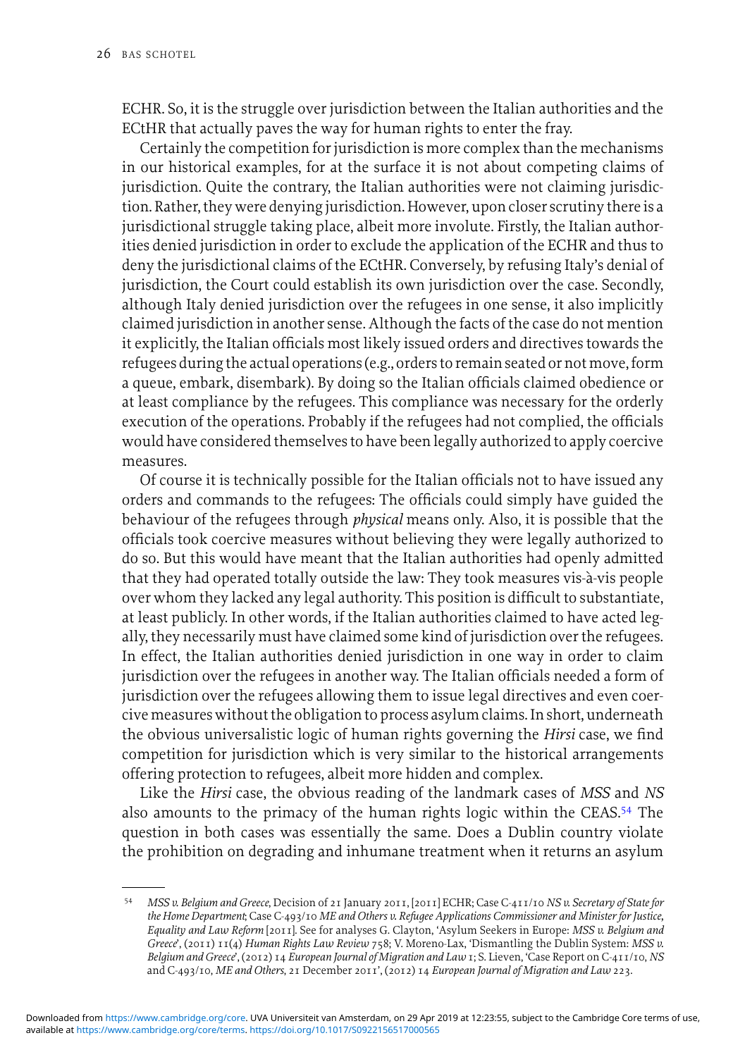ECHR. So, it is the struggle over jurisdiction between the Italian authorities and the ECtHR that actually paves the way for human rights to enter the fray.

Certainly the competition for jurisdiction is more complex than the mechanisms in our historical examples, for at the surface it is not about competing claims of jurisdiction. Quite the contrary, the Italian authorities were not claiming jurisdiction. Rather, they were denying jurisdiction. However, upon closer scrutiny there is a jurisdictional struggle taking place, albeit more involute. Firstly, the Italian authorities denied jurisdiction in order to exclude the application of the ECHR and thus to deny the jurisdictional claims of the ECtHR. Conversely, by refusing Italy's denial of jurisdiction, the Court could establish its own jurisdiction over the case. Secondly, although Italy denied jurisdiction over the refugees in one sense, it also implicitly claimed jurisdiction in another sense. Although the facts of the case do not mention it explicitly, the Italian officials most likely issued orders and directives towards the refugees during the actual operations (e.g., orders to remain seated or not move, form a queue, embark, disembark). By doing so the Italian officials claimed obedience or at least compliance by the refugees. This compliance was necessary for the orderly execution of the operations. Probably if the refugees had not complied, the officials would have considered themselves to have been legally authorized to apply coercive measures.

Of course it is technically possible for the Italian officials not to have issued any orders and commands to the refugees: The officials could simply have guided the behaviour of the refugees through *physical* means only. Also, it is possible that the officials took coercive measures without believing they were legally authorized to do so. But this would have meant that the Italian authorities had openly admitted that they had operated totally outside the law: They took measures vis-à-vis people over whom they lacked any legal authority. This position is difficult to substantiate, at least publicly. In other words, if the Italian authorities claimed to have acted legally, they necessarily must have claimed some kind of jurisdiction over the refugees. In effect, the Italian authorities denied jurisdiction in one way in order to claim jurisdiction over the refugees in another way. The Italian officials needed a form of jurisdiction over the refugees allowing them to issue legal directives and even coercive measures without the obligation to process asylum claims. In short, underneath the obvious universalistic logic of human rights governing the *Hirsi* case, we find competition for jurisdiction which is very similar to the historical arrangements offering protection to refugees, albeit more hidden and complex.

Like the *Hirsi* case, the obvious reading of the landmark cases of *MSS* and *NS* also amounts to the primacy of the human rights logic within the CEAS.[54] The question in both cases was essentially the same. Does a Dublin country violate the prohibition on degrading and inhumane treatment when it returns an asylum

---

[54] *MSS v. Belgium and Greece*, Decision of 21 January 2011, [2011] ECHR; Case C-411/10 *NS v. Secretary of State for the Home Department*; Case C-493/10 *ME and Others v. Refugee Applications Commissioner and Minister for Justice, Equality and Law Reform* [2011]. See for analyses G. Clayton, 'Asylum Seekers in Europe: *MSS v. Belgium and Greece*', (2011) 11(4) *Human Rights Law Review* 758; V. Moreno-Lax, 'Dismantling the Dublin System: *MSS v. Belgium and Greece*', (2012) 14 *European Journal of Migration and Law* 1; S. Lieven, 'Case Report on C-411/10, *NS* and C-493/10, *ME and Others*, 21 December 2011', (2012) 14 *European Journal of Migration and Law* 223.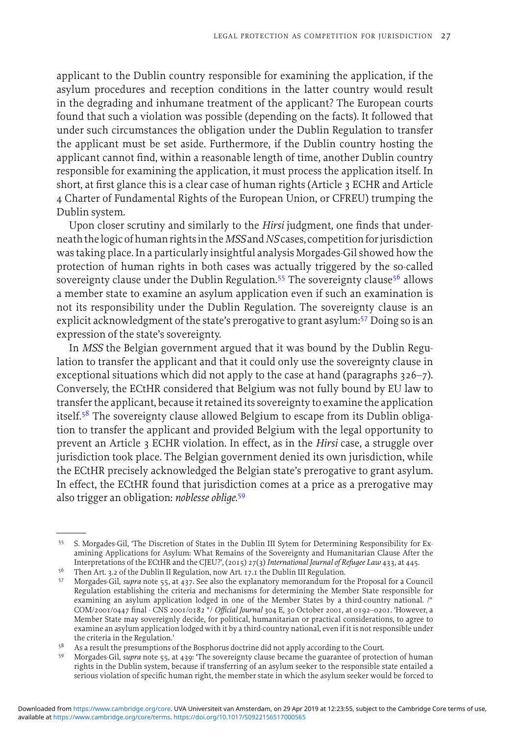applicant to the Dublin country responsible for examining the application, if the asylum procedures and reception conditions in the latter country would result in the degrading and inhumane treatment of the applicant? The European courts found that such a violation was possible (depending on the facts). It followed that under such circumstances the obligation under the Dublin Regulation to transfer the applicant must be set aside. Furthermore, if the Dublin country hosting the applicant cannot find, within a reasonable length of time, another Dublin country responsible for examining the application, it must process the application itself. In short, at first glance this is a clear case of human rights (Article 3 ECHR and Article 4 Charter of Fundamental Rights of the European Union, or CFREU) trumping the Dublin system.

Upon closer scrutiny and similarly to the *Hirsi* judgment, one finds that underneath the logic of human rights in the *MSS* and *NS* cases, competition for jurisdiction was taking place. In a particularly insightful analysis Morgades-Gil showed how the protection of human rights in both cases was actually triggered by the so-called sovereignty clause under the Dublin Regulation.[55] The sovereignty clause[56] allows a member state to examine an asylum application even if such an examination is not its responsibility under the Dublin Regulation. The sovereignty clause is an explicit acknowledgment of the state's prerogative to grant asylum:[57] Doing so is an expression of the state's sovereignty.

In *MSS* the Belgian government argued that it was bound by the Dublin Regulation to transfer the applicant and that it could only use the sovereignty clause in exceptional situations which did not apply to the case at hand (paragraphs 326–7). Conversely, the ECtHR considered that Belgium was not fully bound by EU law to transfer the applicant, because it retained its sovereignty to examine the application itself.[58] The sovereignty clause allowed Belgium to escape from its Dublin obligation to transfer the applicant and provided Belgium with the legal opportunity to prevent an Article 3 ECHR violation. In effect, as in the *Hirsi* case, a struggle over jurisdiction took place. The Belgian government denied its own jurisdiction, while the ECtHR precisely acknowledged the Belgian state's prerogative to grant asylum. In effect, the ECtHR found that jurisdiction comes at a price as a prerogative may also trigger an obligation: *noblesse oblige*.[59]

---

[55] S. Morgades-Gil, 'The Discretion of States in the Dublin III Sytem for Determining Responsibility for Examining Applications for Asylum: What Remains of the Sovereignty and Humanitarian Clause After the Interpretations of the ECtHR and the CJEU?', (2015) 27(3) *International Journal of Refugee Law* 433, at 445.

[56] Then Art. 3.2 of the Dublin II Regulation, now Art. 17.1 the Dublin III Regulation.

[57] Morgades-Gil, *supra* note 55, at 437. See also the explanatory memorandum for the Proposal for a Council Regulation establishing the criteria and mechanisms for determining the Member State responsible for examining an asylum application lodged in one of the Member States by a third-country national. /* COM/2001/0447 final - CNS 2001/0182 */ *Official Journal* 304 E, 30 October 2001, at 0192–0201. 'However, a Member State may sovereignly decide, for political, humanitarian or practical considerations, to agree to examine an asylum application lodged with it by a third-country national, even if it is not responsible under the criteria in the Regulation.'

[58] As a result the presumptions of the Bosphorus doctrine did not apply according to the Court.

[59] Morgades-Gil, *supra* note 55, at 439: 'The sovereignty clause became the guarantee of protection of human rights in the Dublin system, because if transferring of an asylum seeker to the responsible state entailed a serious violation of specific human right, the member state in which the asylum seeker would be forced to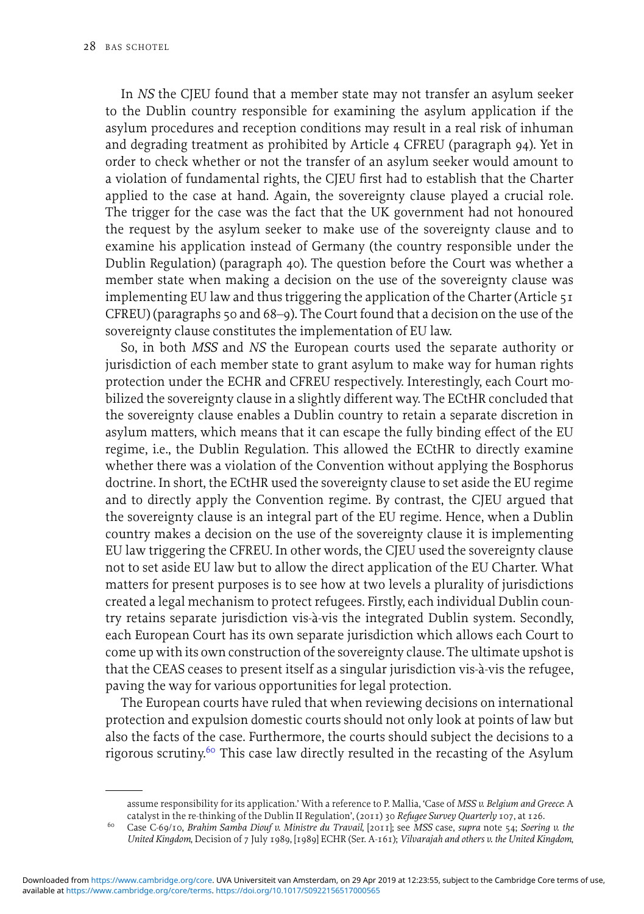In *NS* the CJEU found that a member state may not transfer an asylum seeker to the Dublin country responsible for examining the asylum application if the asylum procedures and reception conditions may result in a real risk of inhuman and degrading treatment as prohibited by Article 4 CFREU (paragraph 94). Yet in order to check whether or not the transfer of an asylum seeker would amount to a violation of fundamental rights, the CJEU first had to establish that the Charter applied to the case at hand. Again, the sovereignty clause played a crucial role. The trigger for the case was the fact that the UK government had not honoured the request by the asylum seeker to make use of the sovereignty clause and to examine his application instead of Germany (the country responsible under the Dublin Regulation) (paragraph 40). The question before the Court was whether a member state when making a decision on the use of the sovereignty clause was implementing EU law and thus triggering the application of the Charter (Article 51 CFREU) (paragraphs 50 and 68–9). The Court found that a decision on the use of the sovereignty clause constitutes the implementation of EU law.

So, in both *MSS* and *NS* the European courts used the separate authority or jurisdiction of each member state to grant asylum to make way for human rights protection under the ECHR and CFREU respectively. Interestingly, each Court mobilized the sovereignty clause in a slightly different way. The ECtHR concluded that the sovereignty clause enables a Dublin country to retain a separate discretion in asylum matters, which means that it can escape the fully binding effect of the EU regime, i.e., the Dublin Regulation. This allowed the ECtHR to directly examine whether there was a violation of the Convention without applying the Bosphorus doctrine. In short, the ECtHR used the sovereignty clause to set aside the EU regime and to directly apply the Convention regime. By contrast, the CJEU argued that the sovereignty clause is an integral part of the EU regime. Hence, when a Dublin country makes a decision on the use of the sovereignty clause it is implementing EU law triggering the CFREU. In other words, the CJEU used the sovereignty clause not to set aside EU law but to allow the direct application of the EU Charter. What matters for present purposes is to see how at two levels a plurality of jurisdictions created a legal mechanism to protect refugees. Firstly, each individual Dublin country retains separate jurisdiction vis-à-vis the integrated Dublin system. Secondly, each European Court has its own separate jurisdiction which allows each Court to come up with its own construction of the sovereignty clause. The ultimate upshot is that the CEAS ceases to present itself as a singular jurisdiction vis-à-vis the refugee, paving the way for various opportunities for legal protection.

The European courts have ruled that when reviewing decisions on international protection and expulsion domestic courts should not only look at points of law but also the facts of the case. Furthermore, the courts should subject the decisions to a rigorous scrutiny.[60] This case law directly resulted in the recasting of the Asylum

---

assume responsibility for its application.' With a reference to P. Mallia, 'Case of *MSS v. Belgium and Greece*: A catalyst in the re-thinking of the Dublin II Regulation', (2011) 30 *Refugee Survey Quarterly* 107, at 126.

[60] Case C-69/10, *Brahim Samba Diouf v. Ministre du Travail*, [2011]; see *MSS* case, *supra* note 54; *Soering v. the United Kingdom*, Decision of 7 July 1989, [1989] ECHR (Ser. A-161); *Vilvarajah and others v. the United Kingdom*,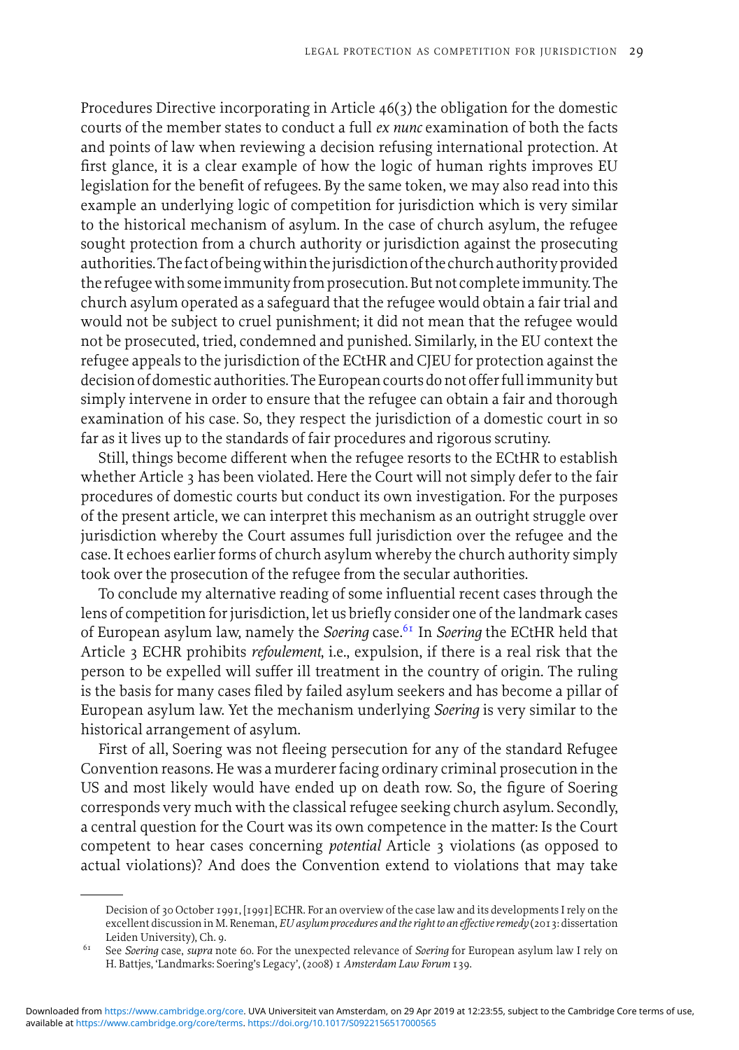Procedures Directive incorporating in Article 46(3) the obligation for the domestic courts of the member states to conduct a full *ex nunc* examination of both the facts and points of law when reviewing a decision refusing international protection. At first glance, it is a clear example of how the logic of human rights improves EU legislation for the benefit of refugees. By the same token, we may also read into this example an underlying logic of competition for jurisdiction which is very similar to the historical mechanism of asylum. In the case of church asylum, the refugee sought protection from a church authority or jurisdiction against the prosecuting authorities. The fact of being within the jurisdiction of the church authority provided the refugee with some immunity from prosecution. But not complete immunity. The church asylum operated as a safeguard that the refugee would obtain a fair trial and would not be subject to cruel punishment; it did not mean that the refugee would not be prosecuted, tried, condemned and punished. Similarly, in the EU context the refugee appeals to the jurisdiction of the ECtHR and CJEU for protection against the decision of domestic authorities. The European courts do not offer full immunity but simply intervene in order to ensure that the refugee can obtain a fair and thorough examination of his case. So, they respect the jurisdiction of a domestic court in so far as it lives up to the standards of fair procedures and rigorous scrutiny.

Still, things become different when the refugee resorts to the ECtHR to establish whether Article 3 has been violated. Here the Court will not simply defer to the fair procedures of domestic courts but conduct its own investigation. For the purposes of the present article, we can interpret this mechanism as an outright struggle over jurisdiction whereby the Court assumes full jurisdiction over the refugee and the case. It echoes earlier forms of church asylum whereby the church authority simply took over the prosecution of the refugee from the secular authorities.

To conclude my alternative reading of some influential recent cases through the lens of competition for jurisdiction, let us briefly consider one of the landmark cases of European asylum law, namely the *Soering* case.[61] In *Soering* the ECtHR held that Article 3 ECHR prohibits *refoulement*, i.e., expulsion, if there is a real risk that the person to be expelled will suffer ill treatment in the country of origin. The ruling is the basis for many cases filed by failed asylum seekers and has become a pillar of European asylum law. Yet the mechanism underlying *Soering* is very similar to the historical arrangement of asylum.

First of all, Soering was not fleeing persecution for any of the standard Refugee Convention reasons. He was a murderer facing ordinary criminal prosecution in the US and most likely would have ended up on death row. So, the figure of Soering corresponds very much with the classical refugee seeking church asylum. Secondly, a central question for the Court was its own competence in the matter: Is the Court competent to hear cases concerning *potential* Article 3 violations (as opposed to actual violations)? And does the Convention extend to violations that may take

---

Decision of 30 October 1991, [1991] ECHR. For an overview of the case law and its developments I rely on the excellent discussion in M. Reneman, *EU asylum procedures and the right to an effective remedy* (2013: dissertation Leiden University), Ch. 9.

[61] See *Soering* case, *supra* note 60. For the unexpected relevance of *Soering* for European asylum law I rely on H. Battjes, 'Landmarks: Soering's Legacy', (2008) 1 *Amsterdam Law Forum* 139.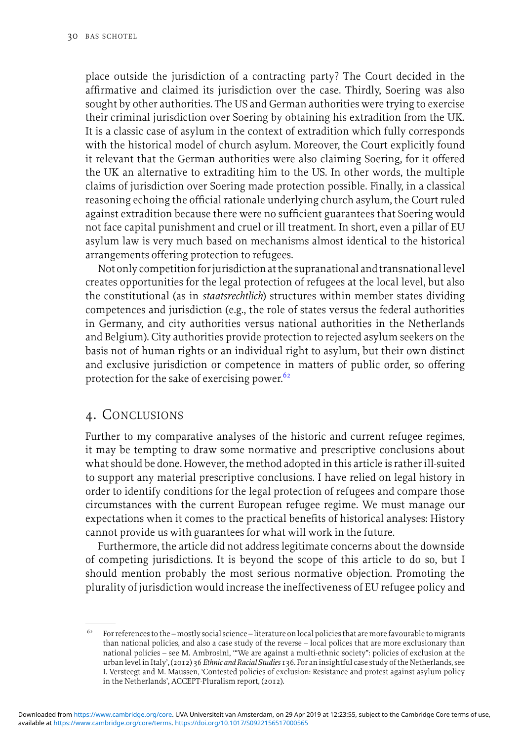place outside the jurisdiction of a contracting party? The Court decided in the affirmative and claimed its jurisdiction over the case. Thirdly, Soering was also sought by other authorities. The US and German authorities were trying to exercise their criminal jurisdiction over Soering by obtaining his extradition from the UK. It is a classic case of asylum in the context of extradition which fully corresponds with the historical model of church asylum. Moreover, the Court explicitly found it relevant that the German authorities were also claiming Soering, for it offered the UK an alternative to extraditing him to the US. In other words, the multiple claims of jurisdiction over Soering made protection possible. Finally, in a classical reasoning echoing the official rationale underlying church asylum, the Court ruled against extradition because there were no sufficient guarantees that Soering would not face capital punishment and cruel or ill treatment. In short, even a pillar of EU asylum law is very much based on mechanisms almost identical to the historical arrangements offering protection to refugees.

Not only competition for jurisdiction at the supranational and transnational level creates opportunities for the legal protection of refugees at the local level, but also the constitutional (as in *staatsrechtlich*) structures within member states dividing competences and jurisdiction (e.g., the role of states versus the federal authorities in Germany, and city authorities versus national authorities in the Netherlands and Belgium). City authorities provide protection to rejected asylum seekers on the basis not of human rights or an individual right to asylum, but their own distinct and exclusive jurisdiction or competence in matters of public order, so offering protection for the sake of exercising power.[62]

## 4. Conclusions

Further to my comparative analyses of the historic and current refugee regimes, it may be tempting to draw some normative and prescriptive conclusions about what should be done. However, the method adopted in this article is rather ill-suited to support any material prescriptive conclusions. I have relied on legal history in order to identify conditions for the legal protection of refugees and compare those circumstances with the current European refugee regime. We must manage our expectations when it comes to the practical benefits of historical analyses: History cannot provide us with guarantees for what will work in the future.

Furthermore, the article did not address legitimate concerns about the downside of competing jurisdictions. It is beyond the scope of this article to do so, but I should mention probably the most serious normative objection. Promoting the plurality of jurisdiction would increase the ineffectiveness of EU refugee policy and

---

[62] For references to the – mostly social science – literature on local policies that are more favourable to migrants than national policies, and also a case study of the reverse – local polices that are more exclusionary than national policies – see M. Ambrosini, '"We are against a multi-ethnic society": policies of exclusion at the urban level in Italy', (2012) 36 *Ethnic and Racial Studies* 136. For an insightful case study of the Netherlands, see I. Versteegt and M. Maussen, 'Contested policies of exclusion: Resistance and protest against asylum policy in the Netherlands', ACCEPT-Pluralism report, (2012).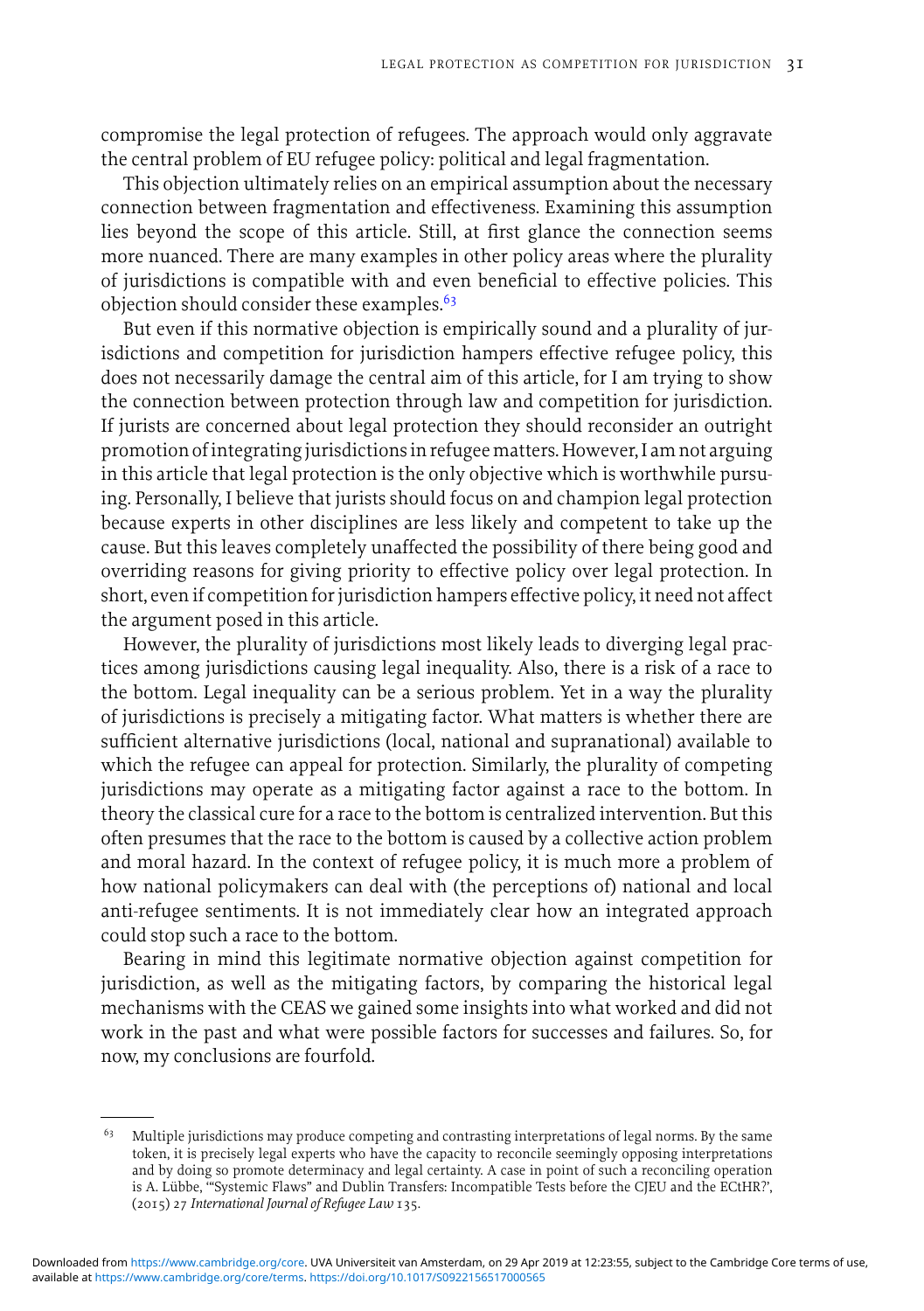compromise the legal protection of refugees. The approach would only aggravate the central problem of EU refugee policy: political and legal fragmentation.

This objection ultimately relies on an empirical assumption about the necessary connection between fragmentation and effectiveness. Examining this assumption lies beyond the scope of this article. Still, at first glance the connection seems more nuanced. There are many examples in other policy areas where the plurality of jurisdictions is compatible with and even beneficial to effective policies. This objection should consider these examples.[63]

But even if this normative objection is empirically sound and a plurality of jurisdictions and competition for jurisdiction hampers effective refugee policy, this does not necessarily damage the central aim of this article, for I am trying to show the connection between protection through law and competition for jurisdiction. If jurists are concerned about legal protection they should reconsider an outright promotion of integrating jurisdictions in refugee matters. However, I am not arguing in this article that legal protection is the only objective which is worthwhile pursuing. Personally, I believe that jurists should focus on and champion legal protection because experts in other disciplines are less likely and competent to take up the cause. But this leaves completely unaffected the possibility of there being good and overriding reasons for giving priority to effective policy over legal protection. In short, even if competition for jurisdiction hampers effective policy, it need not affect the argument posed in this article.

However, the plurality of jurisdictions most likely leads to diverging legal practices among jurisdictions causing legal inequality. Also, there is a risk of a race to the bottom. Legal inequality can be a serious problem. Yet in a way the plurality of jurisdictions is precisely a mitigating factor. What matters is whether there are sufficient alternative jurisdictions (local, national and supranational) available to which the refugee can appeal for protection. Similarly, the plurality of competing jurisdictions may operate as a mitigating factor against a race to the bottom. In theory the classical cure for a race to the bottom is centralized intervention. But this often presumes that the race to the bottom is caused by a collective action problem and moral hazard. In the context of refugee policy, it is much more a problem of how national policymakers can deal with (the perceptions of) national and local anti-refugee sentiments. It is not immediately clear how an integrated approach could stop such a race to the bottom.

Bearing in mind this legitimate normative objection against competition for jurisdiction, as well as the mitigating factors, by comparing the historical legal mechanisms with the CEAS we gained some insights into what worked and did not work in the past and what were possible factors for successes and failures. So, for now, my conclusions are fourfold.

---

[63] Multiple jurisdictions may produce competing and contrasting interpretations of legal norms. By the same token, it is precisely legal experts who have the capacity to reconcile seemingly opposing interpretations and by doing so promote determinacy and legal certainty. A case in point of such a reconciling operation is A. Lübbe, '"Systemic Flaws" and Dublin Transfers: Incompatible Tests before the CJEU and the ECtHR?', (2015) 27 *International Journal of Refugee Law* 135.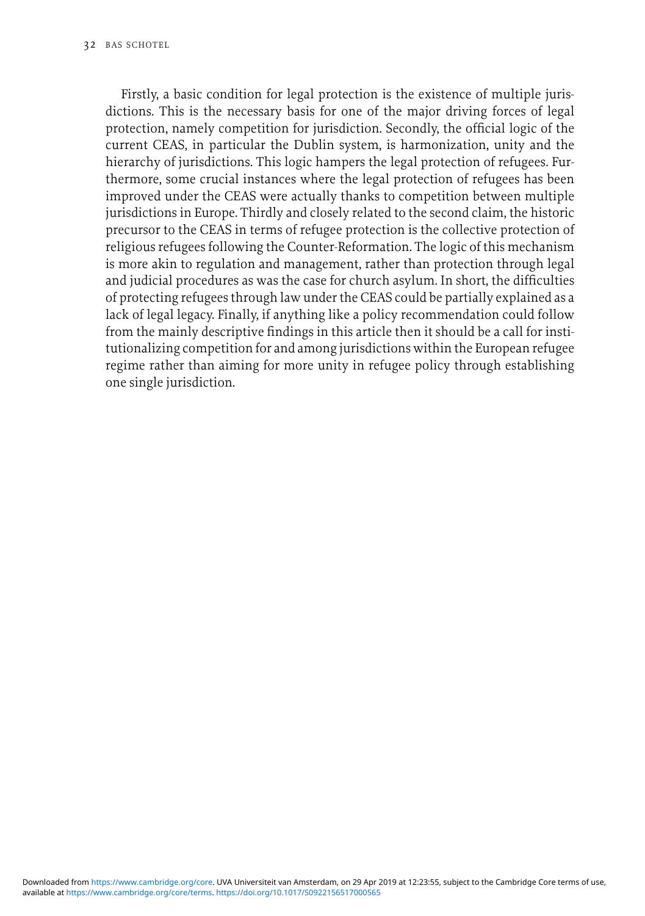Firstly, a basic condition for legal protection is the existence of multiple jurisdictions. This is the necessary basis for one of the major driving forces of legal protection, namely competition for jurisdiction. Secondly, the official logic of the current CEAS, in particular the Dublin system, is harmonization, unity and the hierarchy of jurisdictions. This logic hampers the legal protection of refugees. Furthermore, some crucial instances where the legal protection of refugees has been improved under the CEAS were actually thanks to competition between multiple jurisdictions in Europe. Thirdly and closely related to the second claim, the historic precursor to the CEAS in terms of refugee protection is the collective protection of religious refugees following the Counter-Reformation. The logic of this mechanism is more akin to regulation and management, rather than protection through legal and judicial procedures as was the case for church asylum. In short, the difficulties of protecting refugees through law under the CEAS could be partially explained as a lack of legal legacy. Finally, if anything like a policy recommendation could follow from the mainly descriptive findings in this article then it should be a call for institutionalizing competition for and among jurisdictions within the European refugee regime rather than aiming for more unity in refugee policy through establishing one single jurisdiction.